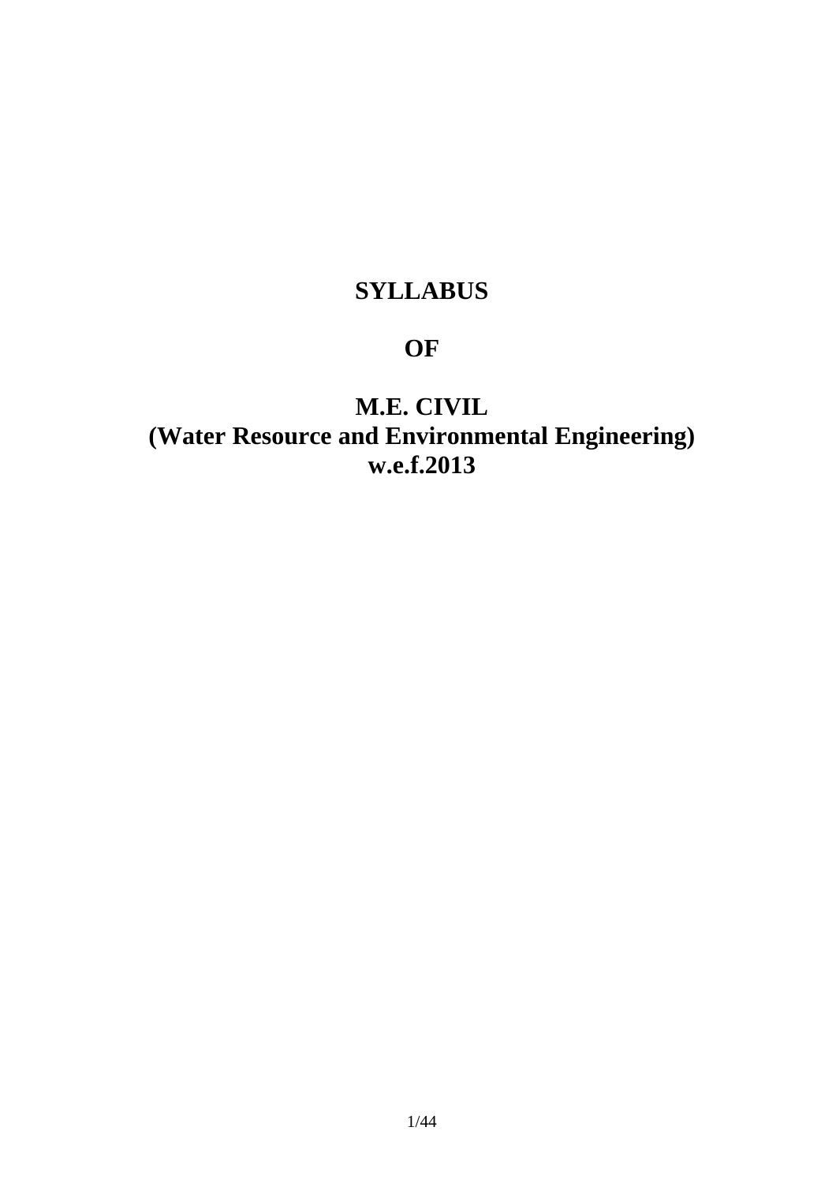# SYLLABUS

# OF

# M.E. CIVIL
# (Water Resource and Environmental Engineering)
# w.e.f.2013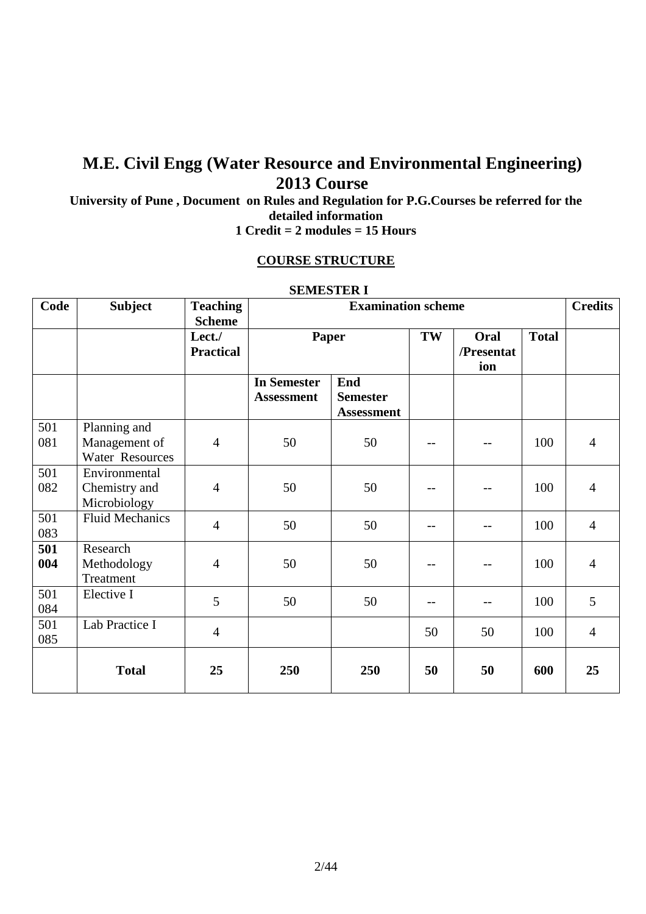# M.E. Civil Engg (Water Resource and Environmental Engineering) 2013 Course

**University of Pune , Document on Rules and Regulation for P.G.Courses be referred for the detailed information**

**1 Credit = 2 modules = 15 Hours**

## COURSE STRUCTURE

### SEMESTER I

| Code | Subject | Teaching Scheme | Examination scheme | | | | | Credits |
|---|---|---|---|---|---|---|---|---|
| | | Lect./ Practical | Paper | | TW | Oral /Presentation | Total | |
| | | | In Semester Assessment | End Semester Assessment | | | | |
| 501 081 | Planning and Management of Water Resources | 4 | 50 | 50 | -- | -- | 100 | 4 |
| 501 082 | Environmental Chemistry and Microbiology | 4 | 50 | 50 | -- | -- | 100 | 4 |
| 501 083 | Fluid Mechanics | 4 | 50 | 50 | -- | -- | 100 | 4 |
| **501 004** | Research Methodology Treatment | 4 | 50 | 50 | -- | -- | 100 | 4 |
| 501 084 | Elective I | 5 | 50 | 50 | -- | -- | 100 | 5 |
| 501 085 | Lab Practice I | 4 | | | 50 | 50 | 100 | 4 |
| | **Total** | **25** | **250** | **250** | **50** | **50** | **600** | **25** |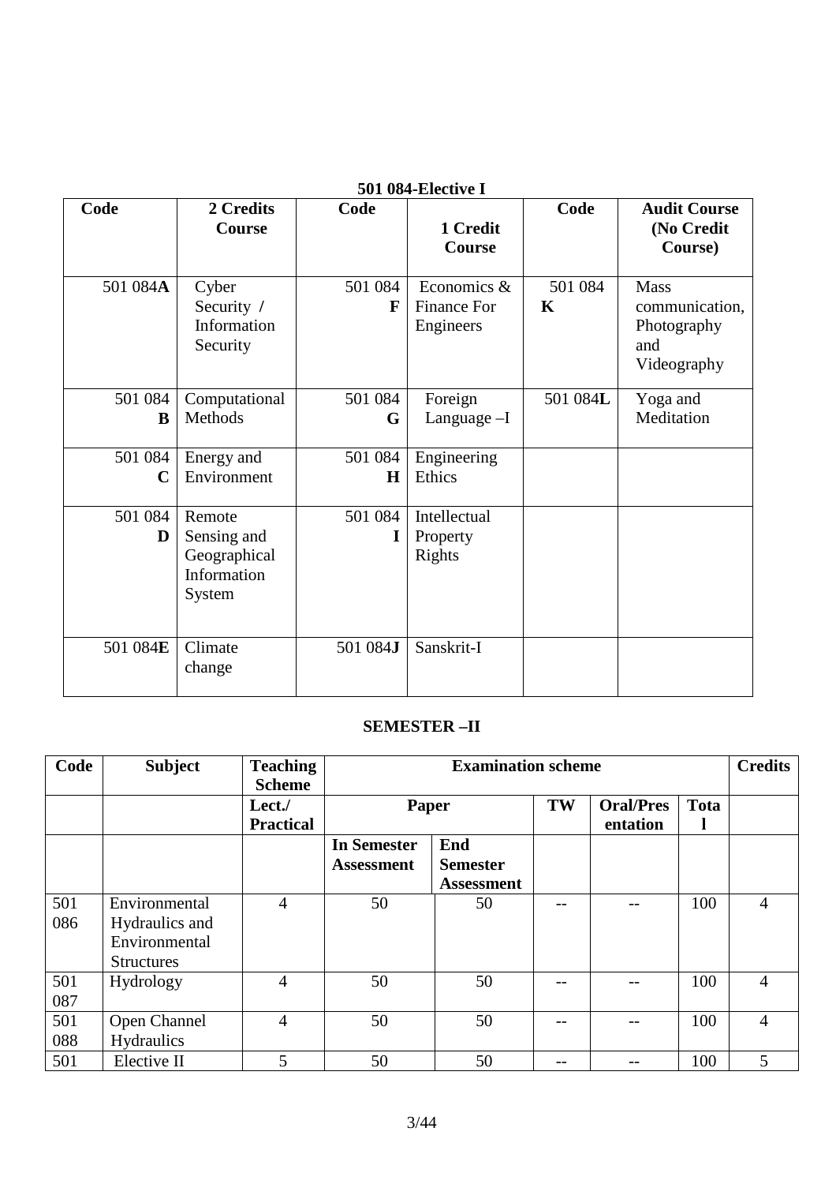**501 084-Elective I**

| Code | 2 Credits Course | Code | 1 Credit Course | Code | Audit Course (No Credit Course) |
|---|---|---|---|---|---|
| 501 084**A** | Cyber Security / Information Security | 501 084 **F** | Economics & Finance For Engineers | 501 084 **K** | Mass communication, Photography and Videography |
| 501 084 **B** | Computational Methods | 501 084 **G** | Foreign Language –I | 501 084**L** | Yoga and Meditation |
| 501 084 **C** | Energy and Environment | 501 084 **H** | Engineering Ethics | | |
| 501 084 **D** | Remote Sensing and Geographical Information System | 501 084 **I** | Intellectual Property Rights | | |
| 501 084**E** | Climate change | 501 084**J** | Sanskrit-I | | |

## SEMESTER –II

| Code | Subject | Teaching Scheme | Examination scheme | | | | | Credits |
|---|---|---|---|---|---|---|---|---|
| | | Lect./ Practical | Paper | | TW | Oral/Presentation | Total | |
| | | | In Semester Assessment | End Semester Assessment | | | | |
| 501 086 | Environmental Hydraulics and Environmental Structures | 4 | 50 | 50 | -- | -- | 100 | 4 |
| 501 087 | Hydrology | 4 | 50 | 50 | -- | -- | 100 | 4 |
| 501 088 | Open Channel Hydraulics | 4 | 50 | 50 | -- | -- | 100 | 4 |
| 501 | Elective II | 5 | 50 | 50 | -- | -- | 100 | 5 |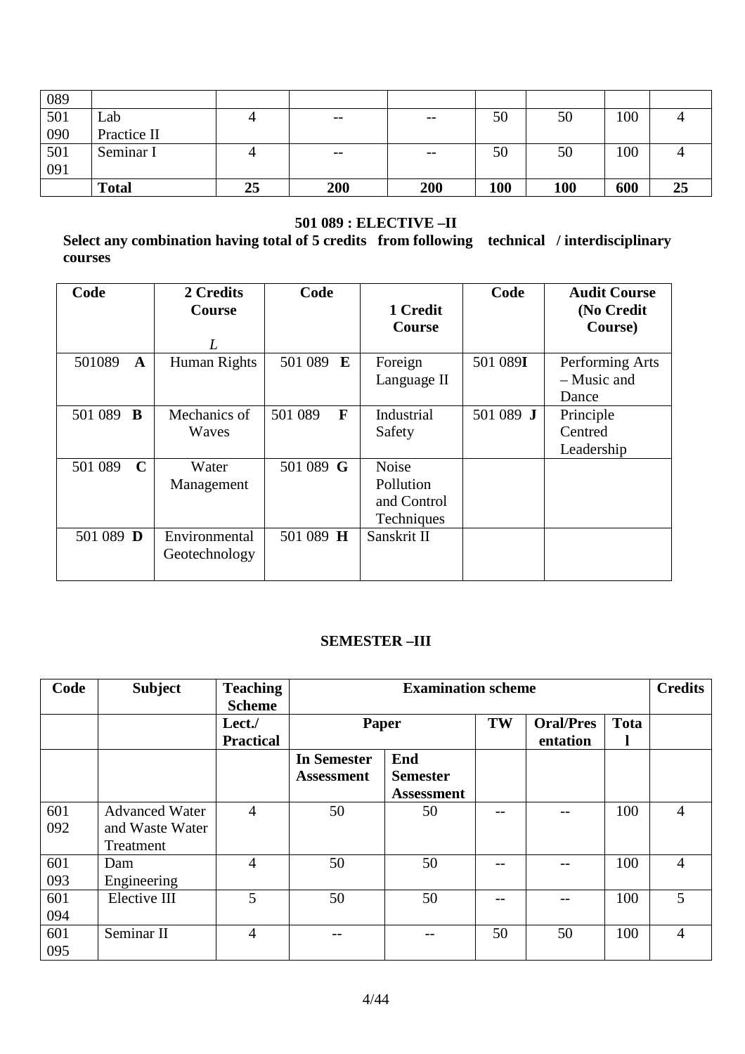| | | | | | | | | |
|---|---|---|---|---|---|---|---|---|
| 089 | | | | | | | | |
| 501 090 | Lab Practice II | 4 | -- | -- | 50 | 50 | 100 | 4 |
| 501 091 | Seminar I | 4 | -- | -- | 50 | 50 | 100 | 4 |
| | **Total** | **25** | **200** | **200** | **100** | **100** | **600** | **25** |

**501 089 : ELECTIVE –II**

**Select any combination having total of 5 credits from following technical / interdisciplinary courses**

| Code | 2 Credits Course *L* | Code | 1 Credit Course | Code | Audit Course (No Credit Course) |
|---|---|---|---|---|---|
| 501089 **A** | Human Rights | 501 089 **E** | Foreign Language II | 501 089**I** | Performing Arts – Music and Dance |
| 501 089 **B** | Mechanics of Waves | 501 089 **F** | Industrial Safety | 501 089 **J** | Principle Centred Leadership |
| 501 089 **C** | Water Management | 501 089 **G** | Noise Pollution and Control Techniques | | |
| 501 089 **D** | Environmental Geotechnology | 501 089 **H** | Sanskrit II | | |

## SEMESTER –III

| Code | Subject | Teaching Scheme | Examination scheme | | | | | Credits |
|---|---|---|---|---|---|---|---|---|
| | | Lect./ Practical | Paper | | TW | Oral/Presentation | Total | |
| | | | In Semester Assessment | End Semester Assessment | | | | |
| 601 092 | Advanced Water and Waste Water Treatment | 4 | 50 | 50 | -- | -- | 100 | 4 |
| 601 093 | Dam Engineering | 4 | 50 | 50 | -- | -- | 100 | 4 |
| 601 094 | Elective III | 5 | 50 | 50 | -- | -- | 100 | 5 |
| 601 095 | Seminar II | 4 | -- | -- | 50 | 50 | 100 | 4 |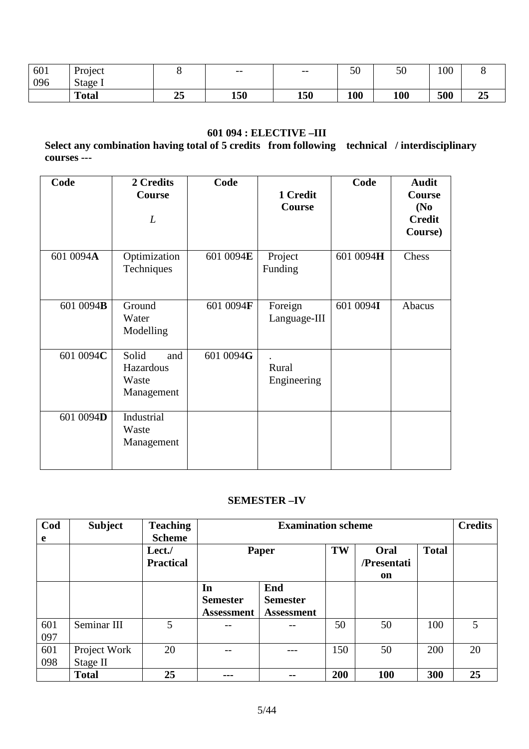| 601 096 | Project Stage I | 8 | -- | -- | 50 | 50 | 100 | 8 |
|---|---|---|---|---|---|---|---|---|
| | **Total** | **25** | **150** | **150** | **100** | **100** | **500** | **25** |

### 601 094 : ELECTIVE –III

**Select any combination having total of 5 credits from following technical / interdisciplinary courses ---**

| Code | 2 Credits Course *L* | Code | 1 Credit Course | Code | Audit Course (No Credit Course) |
|---|---|---|---|---|---|
| 601 0094**A** | Optimization Techniques | 601 0094**E** | Project Funding | 601 0094**H** | Chess |
| 601 0094**B** | Ground Water Modelling | 601 0094**F** | Foreign Language-III | 601 0094**I** | Abacus |
| 601 0094**C** | Solid and Hazardous Waste Management | 601 0094**G** | . Rural Engineering | | |
| 601 0094**D** | Industrial Waste Management | | | | |

### SEMESTER –IV

| Code | Subject | Teaching Scheme | Examination scheme | | | | | Credits |
|---|---|---|---|---|---|---|---|---|
| | | Lect./ Practical | Paper | | TW | Oral /Presentation | Total | |
| | | | In Semester Assessment | End Semester Assessment | | | | |
| 601 097 | Seminar III | 5 | -- | -- | 50 | 50 | 100 | 5 |
| 601 098 | Project Work Stage II | 20 | -- | --- | 150 | 50 | 200 | 20 |
| | **Total** | **25** | **---** | **--** | **200** | **100** | **300** | **25** |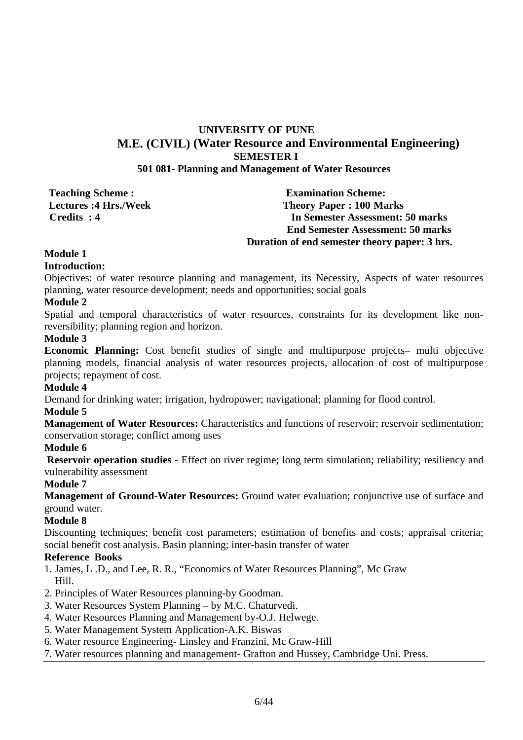# UNIVERSITY OF PUNE

## M.E. (CIVIL) (Water Resource and Environmental Engineering)

### SEMESTER I

### 501 081- Planning and Management of Water Resources

**Teaching Scheme :**
**Lectures :4 Hrs./Week**
**Credits : 4**

**Examination Scheme:**
**Theory Paper : 100 Marks**
**In Semester Assessment: 50 marks**
**End Semester Assessment: 50 marks**
**Duration of end semester theory paper: 3 hrs.**

**Module 1**

**Introduction:**

Objectives: of water resource planning and management, its Necessity, Aspects of water resources planning, water resource development; needs and opportunities; social goals

**Module 2**

Spatial and temporal characteristics of water resources, constraints for its development like non-reversibility; planning region and horizon.

**Module 3**

**Economic Planning:** Cost benefit studies of single and multipurpose projects– multi objective planning models, financial analysis of water resources projects, allocation of cost of multipurpose projects; repayment of cost.

**Module 4**

Demand for drinking water; irrigation, hydropower; navigational; planning for flood control.

**Module 5**

**Management of Water Resources:** Characteristics and functions of reservoir; reservoir sedimentation; conservation storage; conflict among uses

**Module 6**

**Reservoir operation studies** - Effect on river regime; long term simulation; reliability; resiliency and vulnerability assessment

**Module 7**

**Management of Ground-Water Resources:** Ground water evaluation; conjunctive use of surface and ground water.

**Module 8**

Discounting techniques; benefit cost parameters; estimation of benefits and costs; appraisal criteria; social benefit cost analysis. Basin planning; inter-basin transfer of water

**Reference Books**

1. James, L .D., and Lee, R. R., "Economics of Water Resources Planning", Mc Graw Hill.
2. Principles of Water Resources planning-by Goodman.
3. Water Resources System Planning – by M.C. Chaturvedi.
4. Water Resources Planning and Management by-O.J. Helwege.
5. Water Management System Application-A.K. Biswas
6. Water resource Engineering- Linsley and Franzini, Mc Graw-Hill
7. Water resources planning and management- Grafton and Hussey, Cambridge Uni. Press.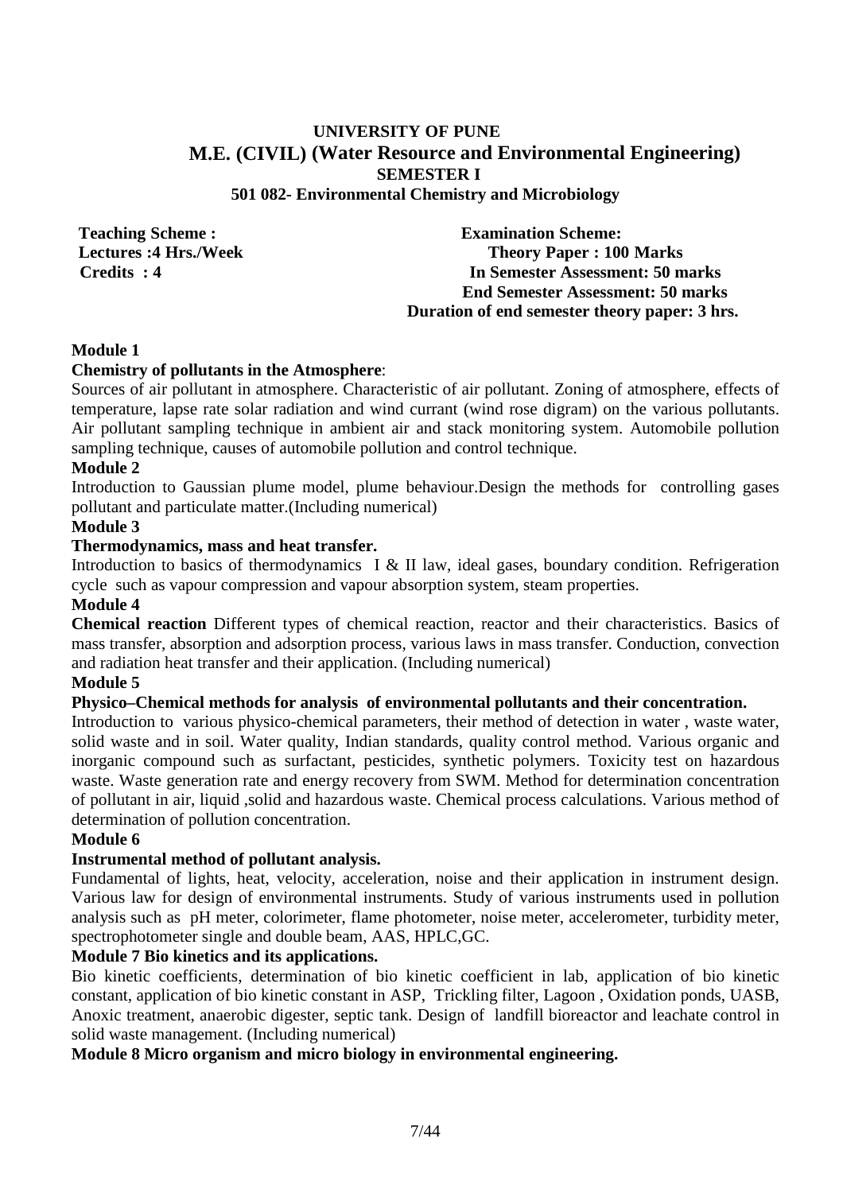# UNIVERSITY OF PUNE

## M.E. (CIVIL) (Water Resource and Environmental Engineering)

### SEMESTER I

### 501 082- Environmental Chemistry and Microbiology

**Teaching Scheme :**
**Lectures :4 Hrs./Week**
**Credits : 4**

**Examination Scheme:**
**Theory Paper : 100 Marks**
**In Semester Assessment: 50 marks**
**End Semester Assessment: 50 marks**
**Duration of end semester theory paper: 3 hrs.**

**Module 1**

**Chemistry of pollutants in the Atmosphere**:

Sources of air pollutant in atmosphere. Characteristic of air pollutant. Zoning of atmosphere, effects of temperature, lapse rate solar radiation and wind currant (wind rose digram) on the various pollutants. Air pollutant sampling technique in ambient air and stack monitoring system. Automobile pollution sampling technique, causes of automobile pollution and control technique.

**Module 2**

Introduction to Gaussian plume model, plume behaviour.Design the methods for controlling gases pollutant and particulate matter.(Including numerical)

**Module 3**

**Thermodynamics, mass and heat transfer.**

Introduction to basics of thermodynamics I & II law, ideal gases, boundary condition. Refrigeration cycle such as vapour compression and vapour absorption system, steam properties.

**Module 4**

**Chemical reaction** Different types of chemical reaction, reactor and their characteristics. Basics of mass transfer, absorption and adsorption process, various laws in mass transfer. Conduction, convection and radiation heat transfer and their application. (Including numerical)

**Module 5**

**Physico–Chemical methods for analysis of environmental pollutants and their concentration.**

Introduction to various physico-chemical parameters, their method of detection in water , waste water, solid waste and in soil. Water quality, Indian standards, quality control method. Various organic and inorganic compound such as surfactant, pesticides, synthetic polymers. Toxicity test on hazardous waste. Waste generation rate and energy recovery from SWM. Method for determination concentration of pollutant in air, liquid ,solid and hazardous waste. Chemical process calculations. Various method of determination of pollution concentration.

**Module 6**

**Instrumental method of pollutant analysis.**

Fundamental of lights, heat, velocity, acceleration, noise and their application in instrument design. Various law for design of environmental instruments. Study of various instruments used in pollution analysis such as pH meter, colorimeter, flame photometer, noise meter, accelerometer, turbidity meter, spectrophotometer single and double beam, AAS, HPLC,GC.

**Module 7 Bio kinetics and its applications.**

Bio kinetic coefficients, determination of bio kinetic coefficient in lab, application of bio kinetic constant, application of bio kinetic constant in ASP, Trickling filter, Lagoon , Oxidation ponds, UASB, Anoxic treatment, anaerobic digester, septic tank. Design of landfill bioreactor and leachate control in solid waste management. (Including numerical)

**Module 8 Micro organism and micro biology in environmental engineering.**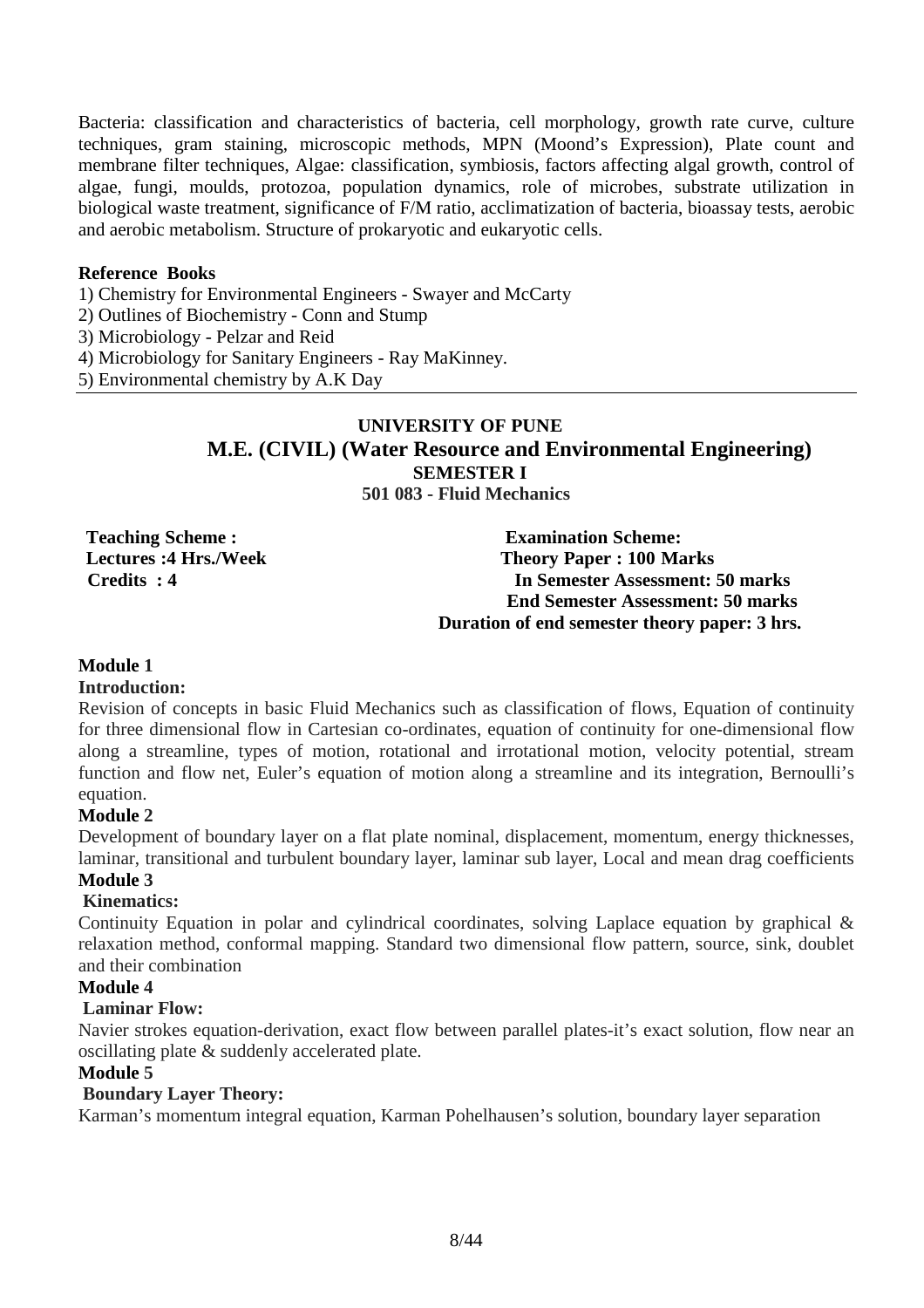Bacteria: classification and characteristics of bacteria, cell morphology, growth rate curve, culture techniques, gram staining, microscopic methods, MPN (Moond's Expression), Plate count and membrane filter techniques, Algae: classification, symbiosis, factors affecting algal growth, control of algae, fungi, moulds, protozoa, population dynamics, role of microbes, substrate utilization in biological waste treatment, significance of F/M ratio, acclimatization of bacteria, bioassay tests, aerobic and aerobic metabolism. Structure of prokaryotic and eukaryotic cells.

**Reference Books**

1) Chemistry for Environmental Engineers - Swayer and McCarty
2) Outlines of Biochemistry - Conn and Stump
3) Microbiology - Pelzar and Reid
4) Microbiology for Sanitary Engineers - Ray MaKinney.
5) Environmental chemistry by A.K Day

---

## UNIVERSITY OF PUNE
## M.E. (CIVIL) (Water Resource and Environmental Engineering)
### SEMESTER I
### 501 083 - Fluid Mechanics

| Teaching Scheme : | Examination Scheme: |
|---|---|
| Lectures :4 Hrs./Week | Theory Paper : 100 Marks |
| Credits : 4 | In Semester Assessment: 50 marks |
| | End Semester Assessment: 50 marks |
| | Duration of end semester theory paper: 3 hrs. |

**Module 1**

**Introduction:**

Revision of concepts in basic Fluid Mechanics such as classification of flows, Equation of continuity for three dimensional flow in Cartesian co-ordinates, equation of continuity for one-dimensional flow along a streamline, types of motion, rotational and irrotational motion, velocity potential, stream function and flow net, Euler's equation of motion along a streamline and its integration, Bernoulli's equation.

**Module 2**

Development of boundary layer on a flat plate nominal, displacement, momentum, energy thicknesses, laminar, transitional and turbulent boundary layer, laminar sub layer, Local and mean drag coefficients

**Module 3**

**Kinematics:**

Continuity Equation in polar and cylindrical coordinates, solving Laplace equation by graphical & relaxation method, conformal mapping. Standard two dimensional flow pattern, source, sink, doublet and their combination

**Module 4**

**Laminar Flow:**

Navier strokes equation-derivation, exact flow between parallel plates-it's exact solution, flow near an oscillating plate & suddenly accelerated plate.

**Module 5**

**Boundary Layer Theory:**

Karman's momentum integral equation, Karman Pohelhausen's solution, boundary layer separation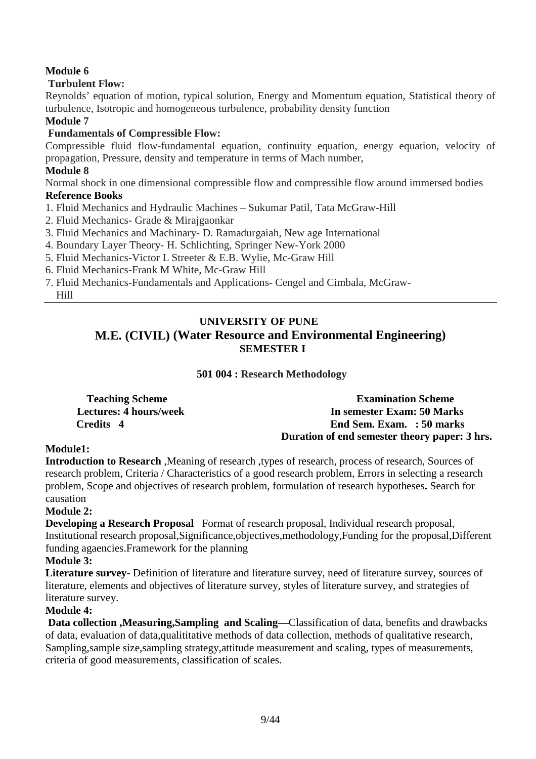**Module 6**

**Turbulent Flow:**

Reynolds' equation of motion, typical solution, Energy and Momentum equation, Statistical theory of turbulence, Isotropic and homogeneous turbulence, probability density function

**Module 7**

**Fundamentals of Compressible Flow:**

Compressible fluid flow-fundamental equation, continuity equation, energy equation, velocity of propagation, Pressure, density and temperature in terms of Mach number,

**Module 8**

Normal shock in one dimensional compressible flow and compressible flow around immersed bodies

**Reference Books**

1. Fluid Mechanics and Hydraulic Machines – Sukumar Patil, Tata McGraw-Hill
2. Fluid Mechanics- Grade & Mirajgaonkar
3. Fluid Mechanics and Machinary- D. Ramadurgaiah, New age International
4. Boundary Layer Theory- H. Schlichting, Springer New-York 2000
5. Fluid Mechanics-Victor L Streeter & E.B. Wylie, Mc-Graw Hill
6. Fluid Mechanics-Frank M White, Mc-Graw Hill
7. Fluid Mechanics-Fundamentals and Applications- Cengel and Cimbala, McGraw-Hill

---

**UNIVERSITY OF PUNE**

## M.E. (CIVIL) (Water Resource and Environmental Engineering)

**SEMESTER I**

**501 004 : Research Methodology**

| Teaching Scheme | Examination Scheme |
|---|---|
| Lectures: 4 hours/week | In semester Exam: 50 Marks |
| Credits 4 | End Sem. Exam. : 50 marks |
| | Duration of end semester theory paper: 3 hrs. |

**Module1:**

**Introduction to Research** ,Meaning of research ,types of research, process of research, Sources of research problem, Criteria / Characteristics of a good research problem, Errors in selecting a research problem, Scope and objectives of research problem, formulation of research hypotheses**.** Search for causation

**Module 2:**

**Developing a Research Proposal** Format of research proposal, Individual research proposal, Institutional research proposal,Significance,objectives,methodology,Funding for the proposal,Different funding agaencies.Framework for the planning

**Module 3:**

**Literature survey-** Definition of literature and literature survey, need of literature survey, sources of literature, elements and objectives of literature survey, styles of literature survey, and strategies of literature survey.

**Module 4:**

**Data collection ,Measuring,Sampling and Scaling—**Classification of data, benefits and drawbacks of data, evaluation of data,qualititative methods of data collection, methods of qualitative research, Sampling,sample size,sampling strategy,attitude measurement and scaling, types of measurements, criteria of good measurements, classification of scales.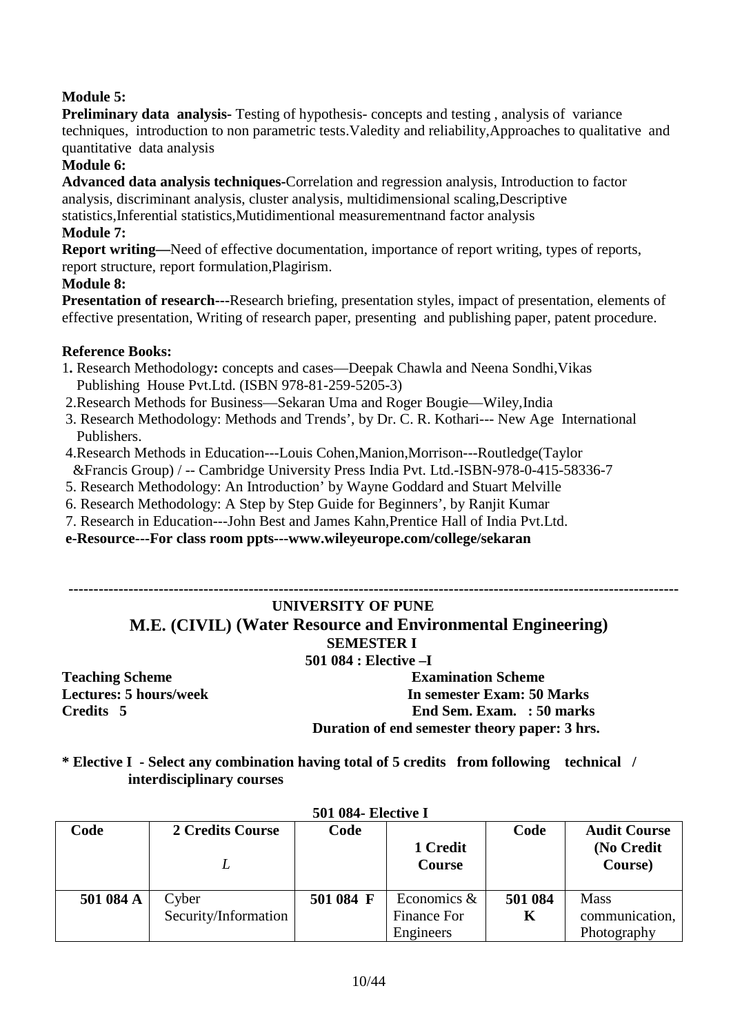**Module 5:**

**Preliminary data analysis**- Testing of hypothesis- concepts and testing , analysis of variance techniques, introduction to non parametric tests.Valedity and reliability,Approaches to qualitative and quantitative data analysis

**Module 6:**

**Advanced data analysis techniques-**Correlation and regression analysis, Introduction to factor analysis, discriminant analysis, cluster analysis, multidimensional scaling,Descriptive statistics,Inferential statistics,Mutidimentional measurementnand factor analysis

**Module 7:**

**Report writing—**Need of effective documentation, importance of report writing, types of reports, report structure, report formulation,Plagirism.

**Module 8:**

**Presentation of research---**Research briefing, presentation styles, impact of presentation, elements of effective presentation, Writing of research paper, presenting and publishing paper, patent procedure.

**Reference Books:**

1. Research Methodology**:** concepts and cases—Deepak Chawla and Neena Sondhi,Vikas Publishing House Pvt.Ltd. (ISBN 978-81-259-5205-3)
2. Research Methods for Business—Sekaran Uma and Roger Bougie—Wiley,India
3. Research Methodology: Methods and Trends', by Dr. C. R. Kothari--- New Age International Publishers.
4. Research Methods in Education---Louis Cohen,Manion,Morrison---Routledge(Taylor &Francis Group) / -- Cambridge University Press India Pvt. Ltd.-ISBN-978-0-415-58336-7
5. Research Methodology: An Introduction' by Wayne Goddard and Stuart Melville
6. Research Methodology: A Step by Step Guide for Beginners', by Ranjit Kumar
7. Research in Education---John Best and James Kahn,Prentice Hall of India Pvt.Ltd.

**e-Resource---For class room ppts---www.wileyeurope.com/college/sekaran**

---

**UNIVERSITY OF PUNE**

## M.E. (CIVIL) (Water Resource and Environmental Engineering)

**SEMESTER I**

**501 084 : Elective –I**

| | |
|---|---|
| **Teaching Scheme** | **Examination Scheme** |
| **Lectures: 5 hours/week** | **In semester Exam: 50 Marks** |
| **Credits 5** | **End Sem. Exam. : 50 marks** |
| | **Duration of end semester theory paper: 3 hrs.** |

**\* Elective I - Select any combination having total of 5 credits from following technical / interdisciplinary courses**

**501 084- Elective I**

| Code | 2 Credits Course *L* | Code | 1 Credit Course | Code | Audit Course (No Credit Course) |
|---|---|---|---|---|---|
| **501 084 A** | Cyber Security/Information | **501 084 F** | Economics & Finance For Engineers | **501 084 K** | Mass communication, Photography |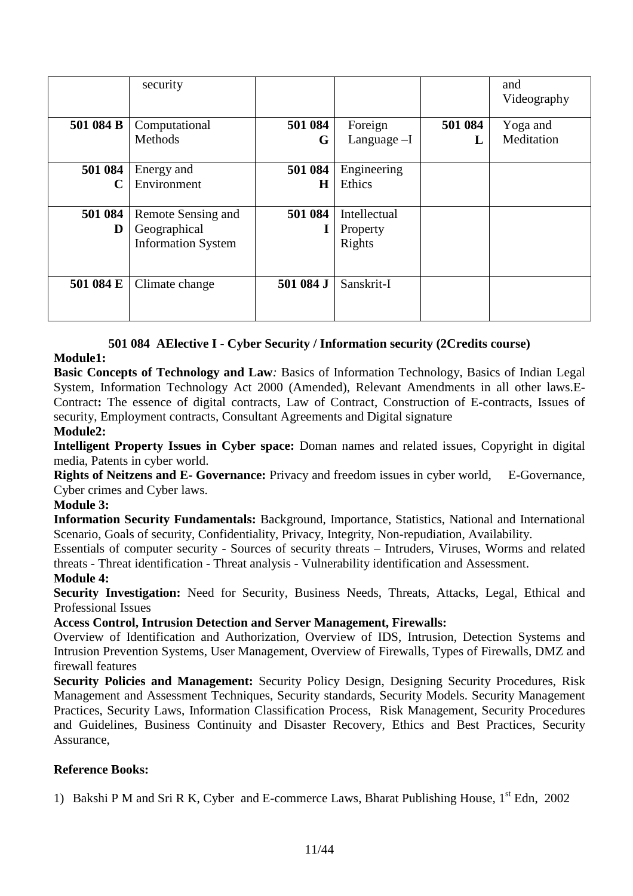| | | | | | |
|---|---|---|---|---|---|
| | security | | | | and Videography |
| **501 084 B** | Computational Methods | **501 084 G** | Foreign Language –I | **501 084 L** | Yoga and Meditation |
| **501 084 C** | Energy and Environment | **501 084 H** | Engineering Ethics | | |
| **501 084 D** | Remote Sensing and Geographical Information System | **501 084 I** | Intellectual Property Rights | | |
| **501 084 E** | Climate change | **501 084 J** | Sanskrit-I | | |

### 501 084 AElective I - Cyber Security / Information security (2Credits course)

**Module1:**

**Basic Concepts of Technology and Law***:* Basics of Information Technology, Basics of Indian Legal System, Information Technology Act 2000 (Amended), Relevant Amendments in all other laws.E-Contract**:** The essence of digital contracts, Law of Contract, Construction of E-contracts, Issues of security, Employment contracts, Consultant Agreements and Digital signature

**Module2:**

**Intelligent Property Issues in Cyber space:** Doman names and related issues, Copyright in digital media, Patents in cyber world.

**Rights of Neitzens and E- Governance:** Privacy and freedom issues in cyber world, E-Governance, Cyber crimes and Cyber laws.

**Module 3:**

**Information Security Fundamentals:** Background, Importance, Statistics, National and International Scenario, Goals of security, Confidentiality, Privacy, Integrity, Non-repudiation, Availability.

Essentials of computer security - Sources of security threats – Intruders, Viruses, Worms and related threats - Threat identification - Threat analysis - Vulnerability identification and Assessment.

**Module 4:**

**Security Investigation:** Need for Security, Business Needs, Threats, Attacks, Legal, Ethical and Professional Issues

**Access Control, Intrusion Detection and Server Management, Firewalls:**

Overview of Identification and Authorization, Overview of IDS, Intrusion, Detection Systems and Intrusion Prevention Systems, User Management, Overview of Firewalls, Types of Firewalls, DMZ and firewall features

**Security Policies and Management:** Security Policy Design, Designing Security Procedures, Risk Management and Assessment Techniques, Security standards, Security Models. Security Management Practices, Security Laws, Information Classification Process, Risk Management, Security Procedures and Guidelines, Business Continuity and Disaster Recovery, Ethics and Best Practices, Security Assurance,

**Reference Books:**

1) Bakshi P M and Sri R K, Cyber and E-commerce Laws, Bharat Publishing House, 1st Edn, 2002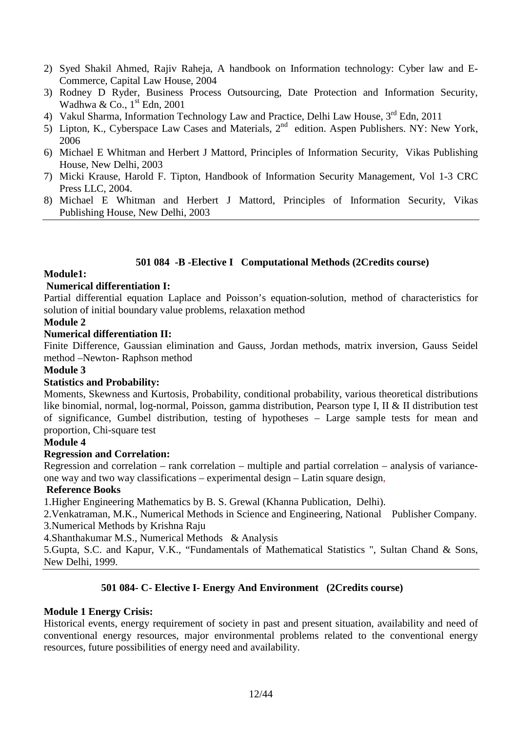2) Syed Shakil Ahmed, Rajiv Raheja, A handbook on Information technology: Cyber law and E-Commerce, Capital Law House, 2004
3) Rodney D Ryder, Business Process Outsourcing, Date Protection and Information Security, Wadhwa & Co., 1st Edn, 2001
4) Vakul Sharma, Information Technology Law and Practice, Delhi Law House, 3rd Edn, 2011
5) Lipton, K., Cyberspace Law Cases and Materials, 2nd edition. Aspen Publishers. NY: New York, 2006
6) Michael E Whitman and Herbert J Mattord, Principles of Information Security, Vikas Publishing House, New Delhi, 2003
7) Micki Krause, Harold F. Tipton, Handbook of Information Security Management, Vol 1-3 CRC Press LLC, 2004.
8) Michael E Whitman and Herbert J Mattord, Principles of Information Security, Vikas Publishing House, New Delhi, 2003

---

## 501 084 -B -Elective I Computational Methods (2Credits course)

**Module1:**

**Numerical differentiation I:**

Partial differential equation Laplace and Poisson's equation-solution, method of characteristics for solution of initial boundary value problems, relaxation method

**Module 2**

**Numerical differentiation II:**

Finite Difference, Gaussian elimination and Gauss, Jordan methods, matrix inversion, Gauss Seidel method –Newton- Raphson method

**Module 3**

**Statistics and Probability:**

Moments, Skewness and Kurtosis, Probability, conditional probability, various theoretical distributions like binomial, normal, log-normal, Poisson, gamma distribution, Pearson type I, II & II distribution test of significance, Gumbel distribution, testing of hypotheses – Large sample tests for mean and proportion, Chi-square test

**Module 4**

**Regression and Correlation:**

Regression and correlation – rank correlation – multiple and partial correlation – analysis of variance-one way and two way classifications – experimental design – Latin square design,

**Reference Books**

1.Higher Engineering Mathematics by B. S. Grewal (Khanna Publication, Delhi).

2.Venkatraman, M.K., Numerical Methods in Science and Engineering, National Publisher Company.

3.Numerical Methods by Krishna Raju

4.Shanthakumar M.S., Numerical Methods & Analysis

5.Gupta, S.C. and Kapur, V.K., "Fundamentals of Mathematical Statistics ", Sultan Chand & Sons, New Delhi, 1999.

---

## 501 084- C- Elective I- Energy And Environment (2Credits course)

**Module 1 Energy Crisis:**

Historical events, energy requirement of society in past and present situation, availability and need of conventional energy resources, major environmental problems related to the conventional energy resources, future possibilities of energy need and availability.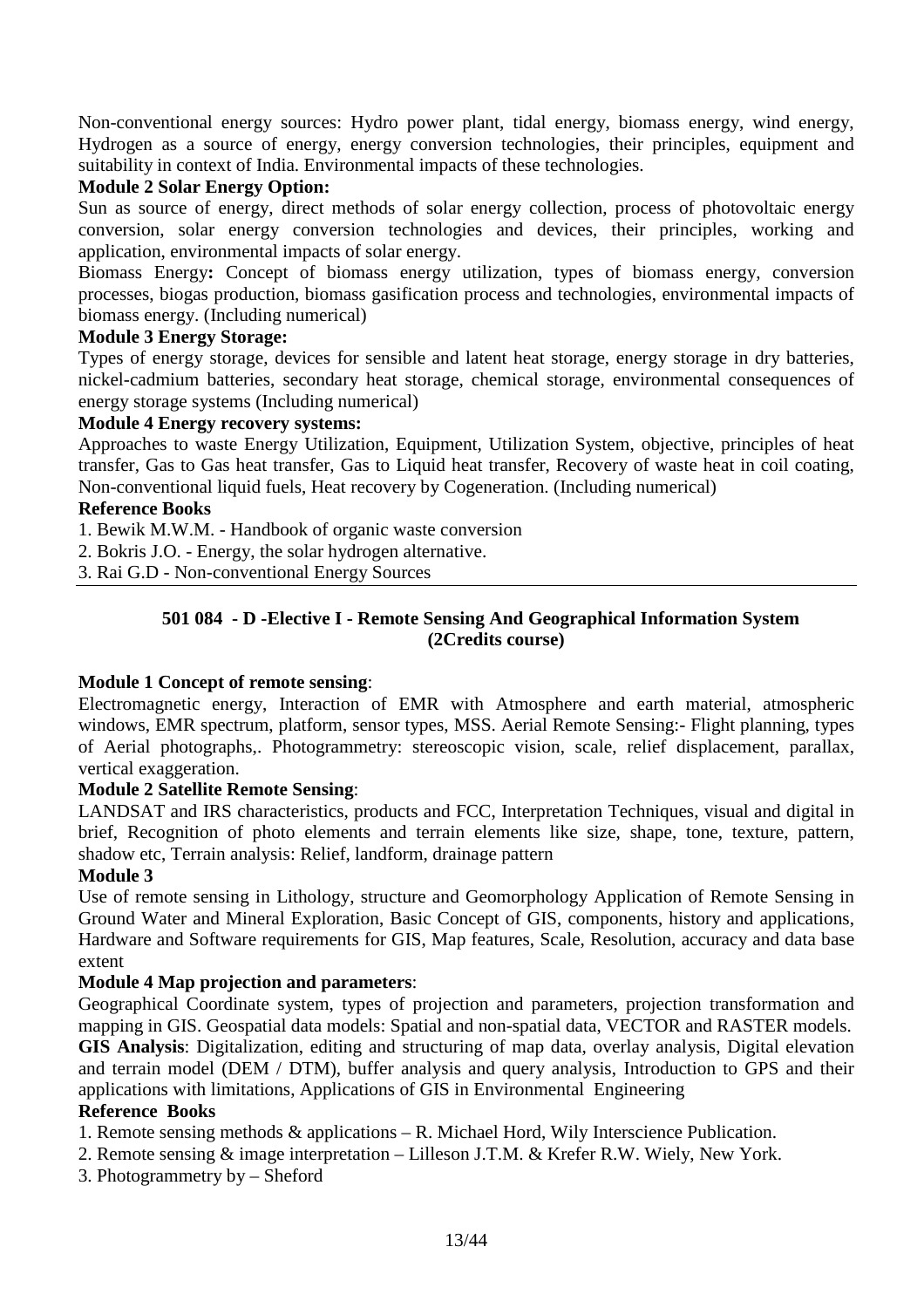Non-conventional energy sources: Hydro power plant, tidal energy, biomass energy, wind energy, Hydrogen as a source of energy, energy conversion technologies, their principles, equipment and suitability in context of India. Environmental impacts of these technologies.

**Module 2 Solar Energy Option:**

Sun as source of energy, direct methods of solar energy collection, process of photovoltaic energy conversion, solar energy conversion technologies and devices, their principles, working and application, environmental impacts of solar energy.

Biomass Energy**:** Concept of biomass energy utilization, types of biomass energy, conversion processes, biogas production, biomass gasification process and technologies, environmental impacts of biomass energy. (Including numerical)

**Module 3 Energy Storage:**

Types of energy storage, devices for sensible and latent heat storage, energy storage in dry batteries, nickel-cadmium batteries, secondary heat storage, chemical storage, environmental consequences of energy storage systems (Including numerical)

**Module 4 Energy recovery systems:**

Approaches to waste Energy Utilization, Equipment, Utilization System, objective, principles of heat transfer, Gas to Gas heat transfer, Gas to Liquid heat transfer, Recovery of waste heat in coil coating, Non-conventional liquid fuels, Heat recovery by Cogeneration. (Including numerical)

**Reference Books**

1. Bewik M.W.M. - Handbook of organic waste conversion
2. Bokris J.O. - Energy, the solar hydrogen alternative.
3. Rai G.D - Non-conventional Energy Sources

---

## 501 084 - D -Elective I - Remote Sensing And Geographical Information System (2Credits course)

**Module 1 Concept of remote sensing**:

Electromagnetic energy, Interaction of EMR with Atmosphere and earth material, atmospheric windows, EMR spectrum, platform, sensor types, MSS. Aerial Remote Sensing:- Flight planning, types of Aerial photographs,. Photogrammetry: stereoscopic vision, scale, relief displacement, parallax, vertical exaggeration.

**Module 2 Satellite Remote Sensing**:

LANDSAT and IRS characteristics, products and FCC, Interpretation Techniques, visual and digital in brief, Recognition of photo elements and terrain elements like size, shape, tone, texture, pattern, shadow etc, Terrain analysis: Relief, landform, drainage pattern

**Module 3**

Use of remote sensing in Lithology, structure and Geomorphology Application of Remote Sensing in Ground Water and Mineral Exploration, Basic Concept of GIS, components, history and applications, Hardware and Software requirements for GIS, Map features, Scale, Resolution, accuracy and data base extent

**Module 4 Map projection and parameters**:

Geographical Coordinate system, types of projection and parameters, projection transformation and mapping in GIS. Geospatial data models: Spatial and non-spatial data, VECTOR and RASTER models.

**GIS Analysis**: Digitalization, editing and structuring of map data, overlay analysis, Digital elevation and terrain model (DEM / DTM), buffer analysis and query analysis, Introduction to GPS and their applications with limitations, Applications of GIS in Environmental Engineering

**Reference Books**

1. Remote sensing methods & applications – R. Michael Hord, Wily Interscience Publication.
2. Remote sensing & image interpretation – Lilleson J.T.M. & Krefer R.W. Wiely, New York.
3. Photogrammetry by – Sheford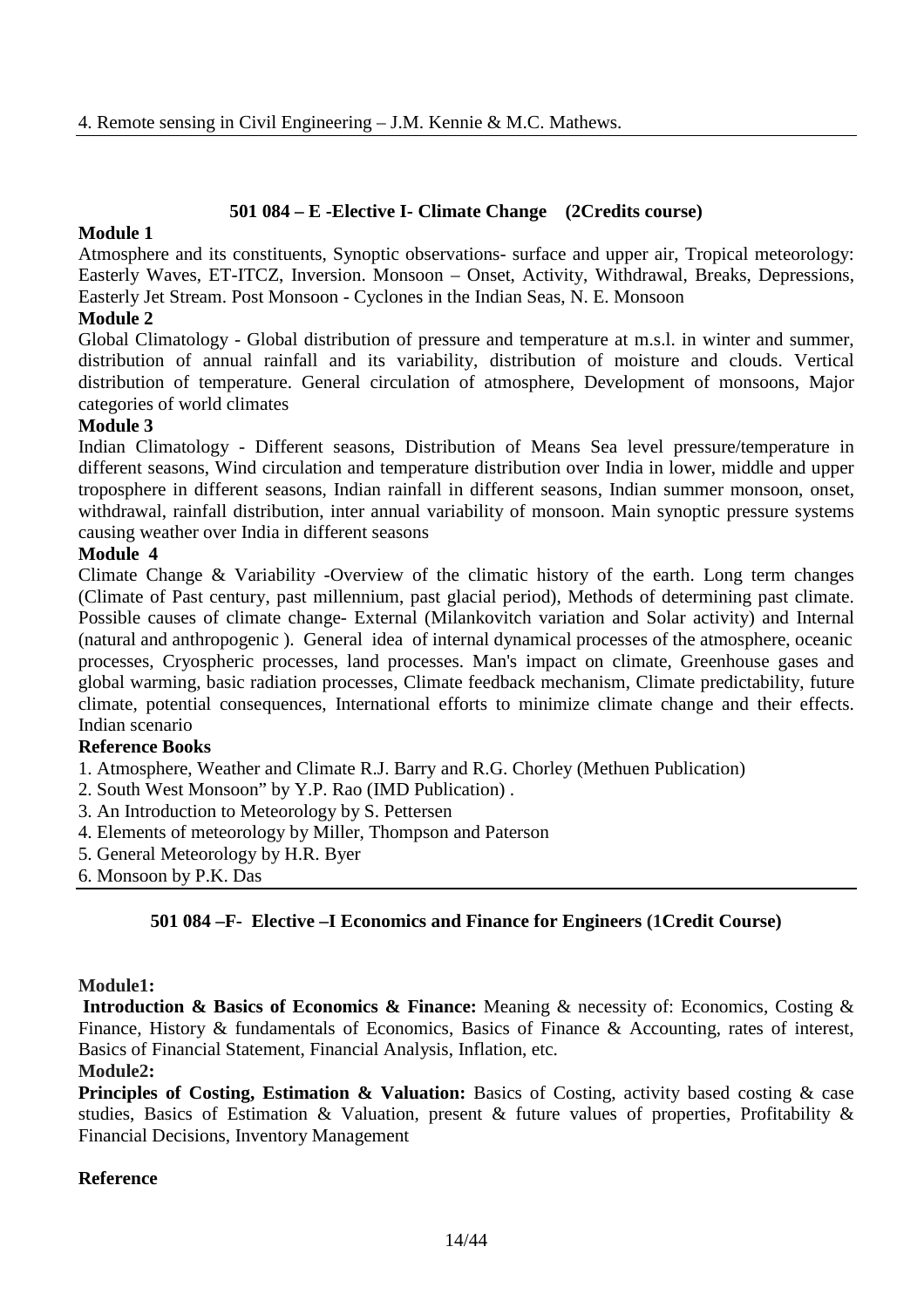4. Remote sensing in Civil Engineering – J.M. Kennie & M.C. Mathews.

### 501 084 – E -Elective I- Climate Change (2Credits course)

**Module 1**

Atmosphere and its constituents, Synoptic observations- surface and upper air, Tropical meteorology: Easterly Waves, ET-ITCZ, Inversion. Monsoon – Onset, Activity, Withdrawal, Breaks, Depressions, Easterly Jet Stream. Post Monsoon - Cyclones in the Indian Seas, N. E. Monsoon

**Module 2**

Global Climatology - Global distribution of pressure and temperature at m.s.l. in winter and summer, distribution of annual rainfall and its variability, distribution of moisture and clouds. Vertical distribution of temperature. General circulation of atmosphere, Development of monsoons, Major categories of world climates

**Module 3**

Indian Climatology - Different seasons, Distribution of Means Sea level pressure/temperature in different seasons, Wind circulation and temperature distribution over India in lower, middle and upper troposphere in different seasons, Indian rainfall in different seasons, Indian summer monsoon, onset, withdrawal, rainfall distribution, inter annual variability of monsoon. Main synoptic pressure systems causing weather over India in different seasons

**Module 4**

Climate Change & Variability -Overview of the climatic history of the earth. Long term changes (Climate of Past century, past millennium, past glacial period), Methods of determining past climate. Possible causes of climate change- External (Milankovitch variation and Solar activity) and Internal (natural and anthropogenic ). General idea of internal dynamical processes of the atmosphere, oceanic processes, Cryospheric processes, land processes. Man's impact on climate, Greenhouse gases and global warming, basic radiation processes, Climate feedback mechanism, Climate predictability, future climate, potential consequences, International efforts to minimize climate change and their effects. Indian scenario

**Reference Books**

1. Atmosphere, Weather and Climate R.J. Barry and R.G. Chorley (Methuen Publication)
2. South West Monsoon" by Y.P. Rao (IMD Publication) .
3. An Introduction to Meteorology by S. Pettersen
4. Elements of meteorology by Miller, Thompson and Paterson
5. General Meteorology by H.R. Byer
6. Monsoon by P.K. Das

### 501 084 –F- Elective –I Economics and Finance for Engineers (1Credit Course)

**Module1:**

**Introduction & Basics of Economics & Finance:** Meaning & necessity of: Economics, Costing & Finance, History & fundamentals of Economics, Basics of Finance & Accounting, rates of interest, Basics of Financial Statement, Financial Analysis, Inflation, etc.

**Module2:**

**Principles of Costing, Estimation & Valuation:** Basics of Costing, activity based costing & case studies, Basics of Estimation & Valuation, present & future values of properties, Profitability & Financial Decisions, Inventory Management

**Reference**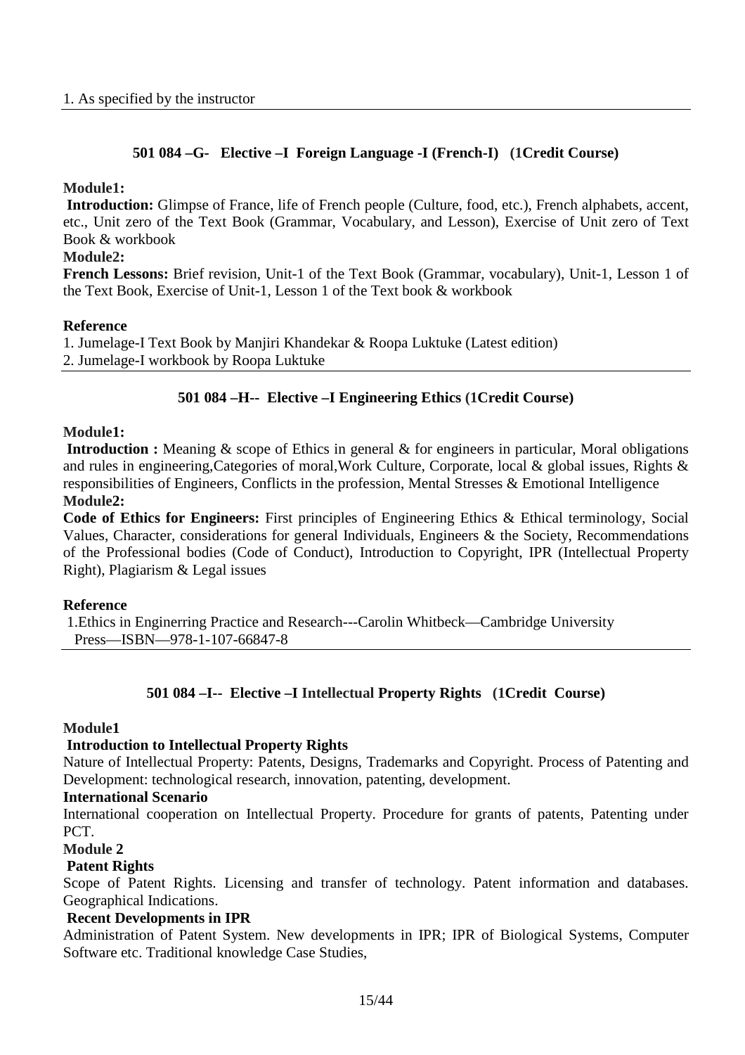1. As specified by the instructor

## 501 084 –G- Elective –I Foreign Language -I (French-I) (1Credit Course)

**Module1:**

**Introduction:** Glimpse of France, life of French people (Culture, food, etc.), French alphabets, accent, etc., Unit zero of the Text Book (Grammar, Vocabulary, and Lesson), Exercise of Unit zero of Text Book & workbook

**Module2:**

**French Lessons:** Brief revision, Unit-1 of the Text Book (Grammar, vocabulary), Unit-1, Lesson 1 of the Text Book, Exercise of Unit-1, Lesson 1 of the Text book & workbook

**Reference**

1. Jumelage-I Text Book by Manjiri Khandekar & Roopa Luktuke (Latest edition)
2. Jumelage-I workbook by Roopa Luktuke

## 501 084 –H-- Elective –I Engineering Ethics (1Credit Course)

**Module1:**

**Introduction :** Meaning & scope of Ethics in general & for engineers in particular, Moral obligations and rules in engineering,Categories of moral,Work Culture, Corporate, local & global issues, Rights & responsibilities of Engineers, Conflicts in the profession, Mental Stresses & Emotional Intelligence

**Module2:**

**Code of Ethics for Engineers:** First principles of Engineering Ethics & Ethical terminology, Social Values, Character, considerations for general Individuals, Engineers & the Society, Recommendations of the Professional bodies (Code of Conduct), Introduction to Copyright, IPR (Intellectual Property Right), Plagiarism & Legal issues

**Reference**

1. Ethics in Enginerring Practice and Research---Carolin Whitbeck—Cambridge University Press—ISBN—978-1-107-66847-8

## 501 084 –I-- Elective –I Intellectual Property Rights (1Credit Course)

**Module1**

**Introduction to Intellectual Property Rights**

Nature of Intellectual Property: Patents, Designs, Trademarks and Copyright. Process of Patenting and Development: technological research, innovation, patenting, development.

**International Scenario**

International cooperation on Intellectual Property. Procedure for grants of patents, Patenting under PCT.

**Module 2**

**Patent Rights**

Scope of Patent Rights. Licensing and transfer of technology. Patent information and databases. Geographical Indications.

**Recent Developments in IPR**

Administration of Patent System. New developments in IPR; IPR of Biological Systems, Computer Software etc. Traditional knowledge Case Studies,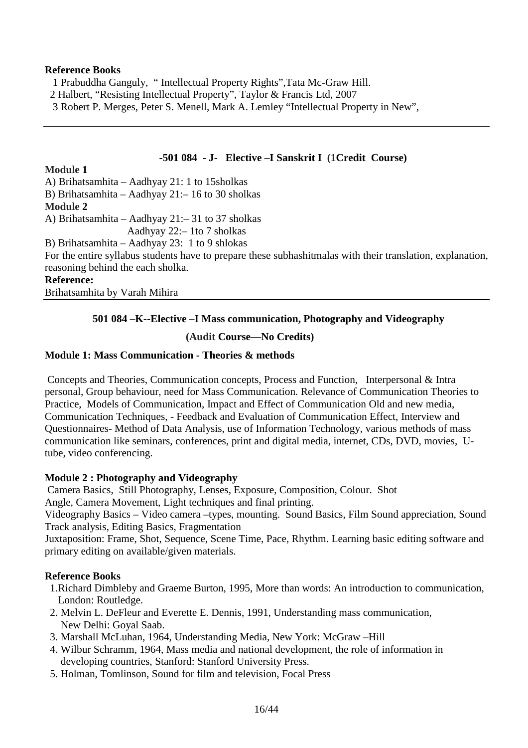**Reference Books**

1 Prabuddha Ganguly, " Intellectual Property Rights",Tata Mc-Graw Hill.
2 Halbert, "Resisting Intellectual Property", Taylor & Francis Ltd, 2007
3 Robert P. Merges, Peter S. Menell, Mark A. Lemley "Intellectual Property in New",

---

### -501 084 - J- Elective –I Sanskrit I (1Credit Course)

**Module 1**

A) Brihatsamhita – Aadhyay 21: 1 to 15sholkas
B) Brihatsamhita – Aadhyay 21:– 16 to 30 sholkas

**Module 2**

A) Brihatsamhita – Aadhyay 21:– 31 to 37 sholkas
Aadhyay 22:– 1to 7 sholkas
B) Brihatsamhita – Aadhyay 23: 1 to 9 shlokas

For the entire syllabus students have to prepare these subhashitmalas with their translation, explanation, reasoning behind the each sholka.

**Reference:**

Brihatsamhita by Varah Mihira

---

### 501 084 –K--Elective –I Mass communication, Photography and Videography

**(Audit Course—No Credits)**

**Module 1: Mass Communication - Theories & methods**

Concepts and Theories, Communication concepts, Process and Function, Interpersonal & Intra personal, Group behaviour, need for Mass Communication. Relevance of Communication Theories to Practice, Models of Communication, Impact and Effect of Communication Old and new media, Communication Techniques, - Feedback and Evaluation of Communication Effect, Interview and Questionnaires- Method of Data Analysis, use of Information Technology, various methods of mass communication like seminars, conferences, print and digital media, internet, CDs, DVD, movies, U-tube, video conferencing.

**Module 2 : Photography and Videography**

Camera Basics, Still Photography, Lenses, Exposure, Composition, Colour. Shot Angle, Camera Movement, Light techniques and final printing.

Videography Basics – Video camera –types, mounting. Sound Basics, Film Sound appreciation, Sound Track analysis, Editing Basics, Fragmentation

Juxtaposition: Frame, Shot, Sequence, Scene Time, Pace, Rhythm. Learning basic editing software and primary editing on available/given materials.

**Reference Books**

1. Richard Dimbleby and Graeme Burton, 1995, More than words: An introduction to communication, London: Routledge.
2. Melvin L. DeFleur and Everette E. Dennis, 1991, Understanding mass communication, New Delhi: Goyal Saab.
3. Marshall McLuhan, 1964, Understanding Media, New York: McGraw –Hill
4. Wilbur Schramm, 1964, Mass media and national development, the role of information in developing countries, Stanford: Stanford University Press.
5. Holman, Tomlinson, Sound for film and television, Focal Press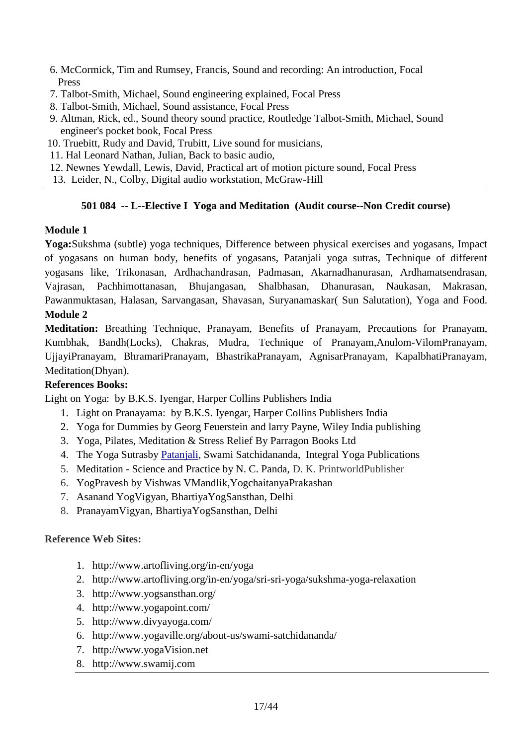6. McCormick, Tim and Rumsey, Francis, Sound and recording: An introduction, Focal Press
7. Talbot-Smith, Michael, Sound engineering explained, Focal Press
8. Talbot-Smith, Michael, Sound assistance, Focal Press
9. Altman, Rick, ed., Sound theory sound practice, Routledge Talbot-Smith, Michael, Sound engineer's pocket book, Focal Press
10. Truebitt, Rudy and David, Trubitt, Live sound for musicians,
11. Hal Leonard Nathan, Julian, Back to basic audio,
12. Newnes Yewdall, Lewis, David, Practical art of motion picture sound, Focal Press
13. Leider, N., Colby, Digital audio workstation, McGraw-Hill

---

### 501 084 -- L--Elective I Yoga and Meditation (Audit course--Non Credit course)

**Module 1**

**Yoga:**Sukshma (subtle) yoga techniques, Difference between physical exercises and yogasans, Impact of yogasans on human body, benefits of yogasans, Patanjali yoga sutras, Technique of different yogasans like, Trikonasan, Ardhachandrasan, Padmasan, Akarnadhanurasan, Ardhamatsendrasan, Vajrasan, Pachhimottanasan, Bhujangasan, Shalbhasan, Dhanurasan, Naukasan, Makrasan, Pawanmuktasan, Halasan, Sarvangasan, Shavasan, Suryanamaskar( Sun Salutation), Yoga and Food.

**Module 2**

**Meditation:** Breathing Technique, Pranayam, Benefits of Pranayam, Precautions for Pranayam, Kumbhak, Bandh(Locks), Chakras, Mudra, Technique of Pranayam,Anulom-VilomPranayam, UjjayiPranayam, BhramariPranayam, BhastrikaPranayam, AgnisarPranayam, KapalbhatiPranayam, Meditation(Dhyan).

**References Books:**

Light on Yoga: by B.K.S. Iyengar, Harper Collins Publishers India

1. Light on Pranayama: by B.K.S. Iyengar, Harper Collins Publishers India
2. Yoga for Dummies by Georg Feuerstein and larry Payne, Wiley India publishing
3. Yoga, Pilates, Meditation & Stress Relief By Parragon Books Ltd
4. The Yoga Sutrasby Patanjali, Swami Satchidananda, Integral Yoga Publications
5. Meditation - Science and Practice by N. C. Panda, D. K. PrintworldPublisher
6. YogPravesh by Vishwas VMandlik,YogchaitanyaPrakashan
7. Asanand YogVigyan, BhartiyaYogSansthan, Delhi
8. PranayamVigyan, BhartiyaYogSansthan, Delhi

**Reference Web Sites:**

1. http://www.artofliving.org/in-en/yoga
2. http://www.artofliving.org/in-en/yoga/sri-sri-yoga/sukshma-yoga-relaxation
3. http://www.yogsansthan.org/
4. http://www.yogapoint.com/
5. http://www.divyayoga.com/
6. http://www.yogaville.org/about-us/swami-satchidananda/
7. http://www.yogaVision.net
8. http://www.swamij.com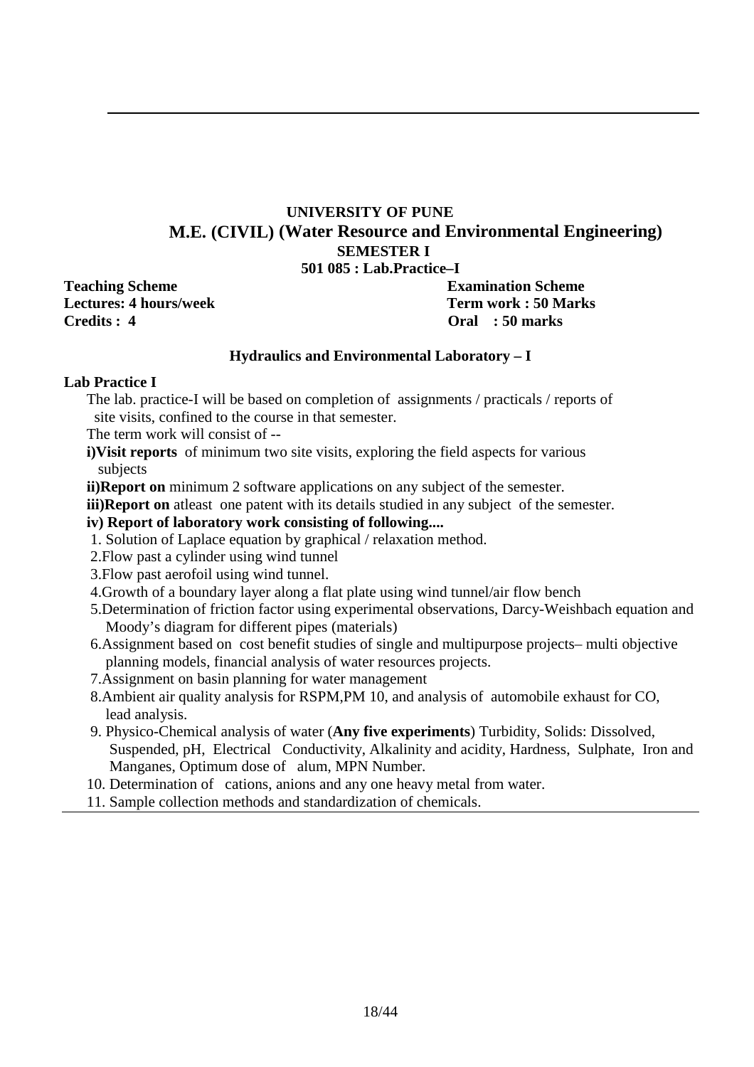# UNIVERSITY OF PUNE

## M.E. (CIVIL) (Water Resource and Environmental Engineering)

### SEMESTER I

### 501 085 : Lab.Practice–I

**Teaching Scheme**
**Lectures: 4 hours/week**
**Credits : 4**

**Examination Scheme**
**Term work : 50 Marks**
**Oral : 50 marks**

**Hydraulics and Environmental Laboratory – I**

**Lab Practice I**

The lab. practice-I will be based on completion of assignments / practicals / reports of site visits, confined to the course in that semester.

The term work will consist of --

**i)Visit reports** of minimum two site visits, exploring the field aspects for various subjects

**ii)Report on** minimum 2 software applications on any subject of the semester.

**iii)Report on** atleast one patent with its details studied in any subject of the semester.

**iv) Report of laboratory work consisting of following....**

1. Solution of Laplace equation by graphical / relaxation method.
2. Flow past a cylinder using wind tunnel
3. Flow past aerofoil using wind tunnel.
4. Growth of a boundary layer along a flat plate using wind tunnel/air flow bench
5. Determination of friction factor using experimental observations, Darcy-Weishbach equation and Moody's diagram for different pipes (materials)
6. Assignment based on cost benefit studies of single and multipurpose projects– multi objective planning models, financial analysis of water resources projects.
7. Assignment on basin planning for water management
8. Ambient air quality analysis for RSPM,PM 10, and analysis of automobile exhaust for CO, lead analysis.
9. Physico-Chemical analysis of water (**Any five experiments**) Turbidity, Solids: Dissolved, Suspended, pH, Electrical Conductivity, Alkalinity and acidity, Hardness, Sulphate, Iron and Manganes, Optimum dose of alum, MPN Number.
10. Determination of cations, anions and any one heavy metal from water.
11. Sample collection methods and standardization of chemicals.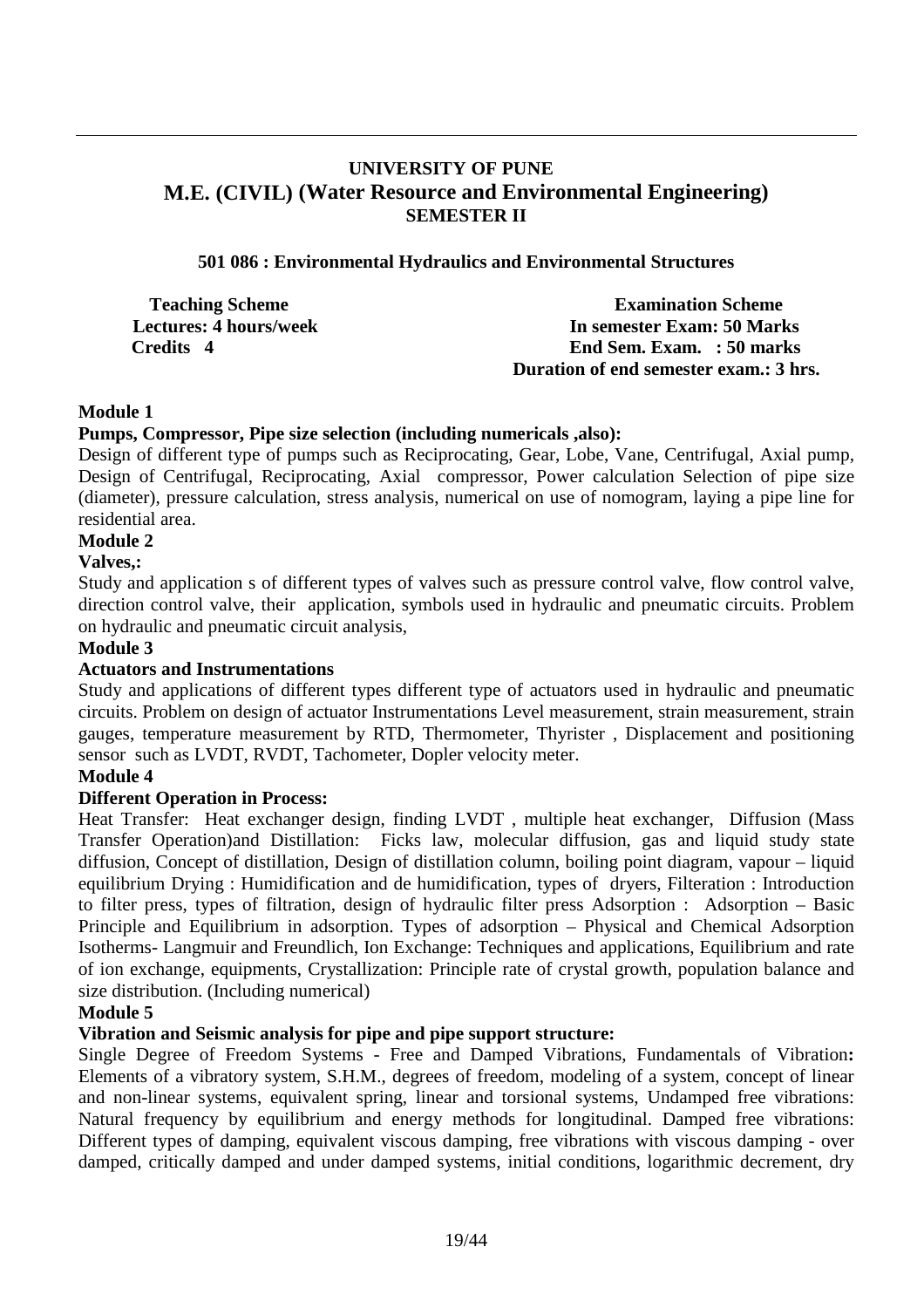# UNIVERSITY OF PUNE
## M.E. (CIVIL) (Water Resource and Environmental Engineering)
### SEMESTER II

**501 086 : Environmental Hydraulics and Environmental Structures**

| | |
|---|---|
| **Teaching Scheme** | **Examination Scheme** |
| **Lectures: 4 hours/week** | **In semester Exam: 50 Marks** |
| **Credits 4** | **End Sem. Exam. : 50 marks** |
| | **Duration of end semester exam.: 3 hrs.** |

**Module 1**

**Pumps, Compressor, Pipe size selection (including numericals ,also):**

Design of different type of pumps such as Reciprocating, Gear, Lobe, Vane, Centrifugal, Axial pump, Design of Centrifugal, Reciprocating, Axial compressor, Power calculation Selection of pipe size (diameter), pressure calculation, stress analysis, numerical on use of nomogram, laying a pipe line for residential area.

**Module 2**

**Valves,:**

Study and application s of different types of valves such as pressure control valve, flow control valve, direction control valve, their application, symbols used in hydraulic and pneumatic circuits. Problem on hydraulic and pneumatic circuit analysis,

**Module 3**

**Actuators and Instrumentations**

Study and applications of different types different type of actuators used in hydraulic and pneumatic circuits. Problem on design of actuator Instrumentations Level measurement, strain measurement, strain gauges, temperature measurement by RTD, Thermometer, Thyrister , Displacement and positioning sensor such as LVDT, RVDT, Tachometer, Dopler velocity meter.

**Module 4**

**Different Operation in Process:**

Heat Transfer: Heat exchanger design, finding LVDT , multiple heat exchanger, Diffusion (Mass Transfer Operation)and Distillation: Ficks law, molecular diffusion, gas and liquid study state diffusion, Concept of distillation, Design of distillation column, boiling point diagram, vapour – liquid equilibrium Drying : Humidification and de humidification, types of dryers, Filteration : Introduction to filter press, types of filtration, design of hydraulic filter press Adsorption : Adsorption – Basic Principle and Equilibrium in adsorption. Types of adsorption – Physical and Chemical Adsorption Isotherms- Langmuir and Freundlich, Ion Exchange: Techniques and applications, Equilibrium and rate of ion exchange, equipments, Crystallization: Principle rate of crystal growth, population balance and size distribution. (Including numerical)

**Module 5**

**Vibration and Seismic analysis for pipe and pipe support structure:**

Single Degree of Freedom Systems - Free and Damped Vibrations, Fundamentals of Vibration**:** Elements of a vibratory system, S.H.M., degrees of freedom, modeling of a system, concept of linear and non-linear systems, equivalent spring, linear and torsional systems, Undamped free vibrations: Natural frequency by equilibrium and energy methods for longitudinal. Damped free vibrations: Different types of damping, equivalent viscous damping, free vibrations with viscous damping - over damped, critically damped and under damped systems, initial conditions, logarithmic decrement, dry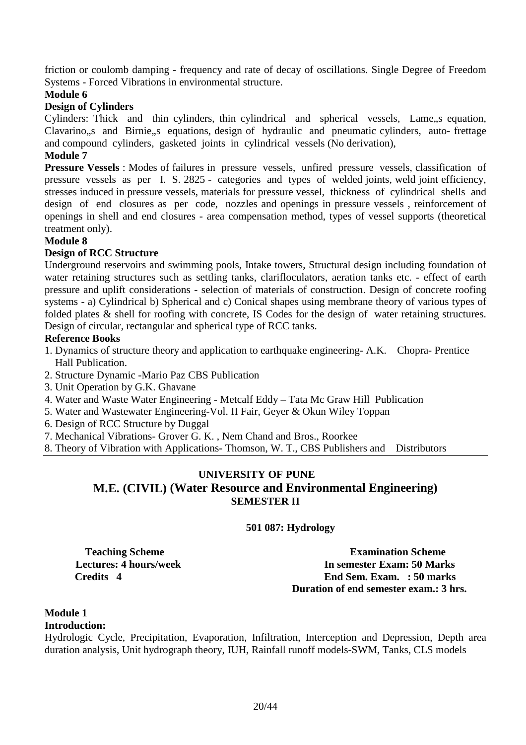friction or coulomb damping - frequency and rate of decay of oscillations. Single Degree of Freedom Systems - Forced Vibrations in environmental structure.

**Module 6**

**Design of Cylinders**

Cylinders: Thick and thin cylinders, thin cylindrical and spherical vessels, Lame„s equation, Clavarino„s and Birnie„s equations, design of hydraulic and pneumatic cylinders, auto- frettage and compound cylinders, gasketed joints in cylindrical vessels (No derivation),

**Module 7**

**Pressure Vessels** : Modes of failures in pressure vessels, unfired pressure vessels, classification of pressure vessels as per I. S. 2825 - categories and types of welded joints, weld joint efficiency, stresses induced in pressure vessels, materials for pressure vessel, thickness of cylindrical shells and design of end closures as per code, nozzles and openings in pressure vessels , reinforcement of openings in shell and end closures - area compensation method, types of vessel supports (theoretical treatment only).

**Module 8**

**Design of RCC Structure**

Underground reservoirs and swimming pools, Intake towers, Structural design including foundation of water retaining structures such as settling tanks, clarifloculators, aeration tanks etc. - effect of earth pressure and uplift considerations - selection of materials of construction. Design of concrete roofing systems - a) Cylindrical b) Spherical and c) Conical shapes using membrane theory of various types of folded plates & shell for roofing with concrete, IS Codes for the design of water retaining structures. Design of circular, rectangular and spherical type of RCC tanks.

**Reference Books**

1. Dynamics of structure theory and application to earthquake engineering- A.K. Chopra- Prentice Hall Publication.
2. Structure Dynamic -Mario Paz CBS Publication
3. Unit Operation by G.K. Ghavane
4. Water and Waste Water Engineering - Metcalf Eddy – Tata Mc Graw Hill Publication
5. Water and Wastewater Engineering-Vol. II Fair, Geyer & Okun Wiley Toppan
6. Design of RCC Structure by Duggal
7. Mechanical Vibrations- Grover G. K. , Nem Chand and Bros., Roorkee
8. Theory of Vibration with Applications- Thomson, W. T., CBS Publishers and Distributors

---

**UNIVERSITY OF PUNE**

## M.E. (CIVIL) (Water Resource and Environmental Engineering)

**SEMESTER II**

### 501 087: Hydrology

| Teaching Scheme | Examination Scheme |
|---|---|
| Lectures: 4 hours/week | In semester Exam: 50 Marks |
| Credits 4 | End Sem. Exam. : 50 marks |
| | Duration of end semester exam.: 3 hrs. |

**Module 1**

**Introduction:**

Hydrologic Cycle, Precipitation, Evaporation, Infiltration, Interception and Depression, Depth area duration analysis, Unit hydrograph theory, IUH, Rainfall runoff models-SWM, Tanks, CLS models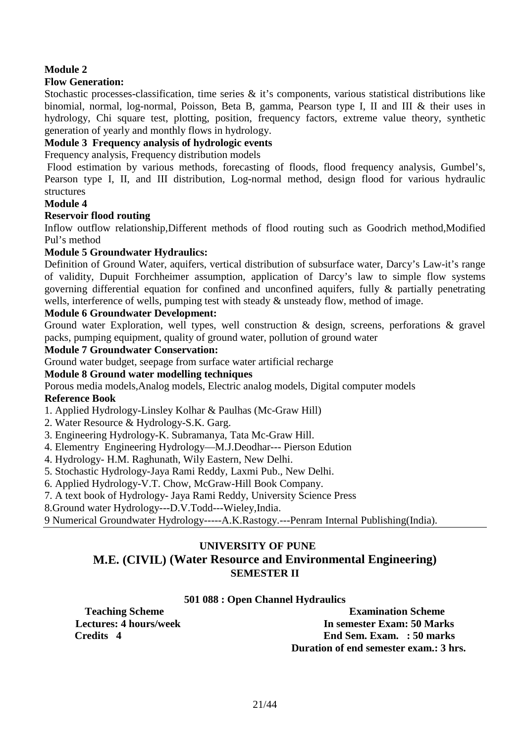**Module 2**

**Flow Generation:**

Stochastic processes-classification, time series & it's components, various statistical distributions like binomial, normal, log-normal, Poisson, Beta B, gamma, Pearson type I, II and III & their uses in hydrology, Chi square test, plotting, position, frequency factors, extreme value theory, synthetic generation of yearly and monthly flows in hydrology.

**Module 3 Frequency analysis of hydrologic events**

Frequency analysis, Frequency distribution models

Flood estimation by various methods, forecasting of floods, flood frequency analysis, Gumbel's, Pearson type I, II, and III distribution, Log-normal method, design flood for various hydraulic structures

**Module 4**

**Reservoir flood routing**

Inflow outflow relationship,Different methods of flood routing such as Goodrich method,Modified Pul's method

**Module 5 Groundwater Hydraulics:**

Definition of Ground Water, aquifers, vertical distribution of subsurface water, Darcy's Law-it's range of validity, Dupuit Forchheimer assumption, application of Darcy's law to simple flow systems governing differential equation for confined and unconfined aquifers, fully & partially penetrating wells, interference of wells, pumping test with steady & unsteady flow, method of image.

**Module 6 Groundwater Development:**

Ground water Exploration, well types, well construction & design, screens, perforations & gravel packs, pumping equipment, quality of ground water, pollution of ground water

**Module 7 Groundwater Conservation:**

Ground water budget, seepage from surface water artificial recharge

**Module 8 Ground water modelling techniques**

Porous media models,Analog models, Electric analog models, Digital computer models

**Reference Book**

1. Applied Hydrology-Linsley Kolhar & Paulhas (Mc-Graw Hill)
2. Water Resource & Hydrology-S.K. Garg.
3. Engineering Hydrology-K. Subramanya, Tata Mc-Graw Hill.
4. Elementry Engineering Hydrology—M.J.Deodhar--- Pierson Edution
4. Hydrology- H.M. Raghunath, Wily Eastern, New Delhi.
5. Stochastic Hydrology-Jaya Rami Reddy, Laxmi Pub., New Delhi.
6. Applied Hydrology-V.T. Chow, McGraw-Hill Book Company.
7. A text book of Hydrology- Jaya Rami Reddy, University Science Press
8.Ground water Hydrology---D.V.Todd---Wieley,India.
9 Numerical Groundwater Hydrology-----A.K.Rastogy.---Penram Internal Publishing(India).

---

## UNIVERSITY OF PUNE

## M.E. (CIVIL) (Water Resource and Environmental Engineering)

### SEMESTER II

**501 088 : Open Channel Hydraulics**

| Teaching Scheme | Examination Scheme |
|---|---|
| Lectures: 4 hours/week | In semester Exam: 50 Marks |
| Credits 4 | End Sem. Exam. : 50 marks |
| | Duration of end semester exam.: 3 hrs. |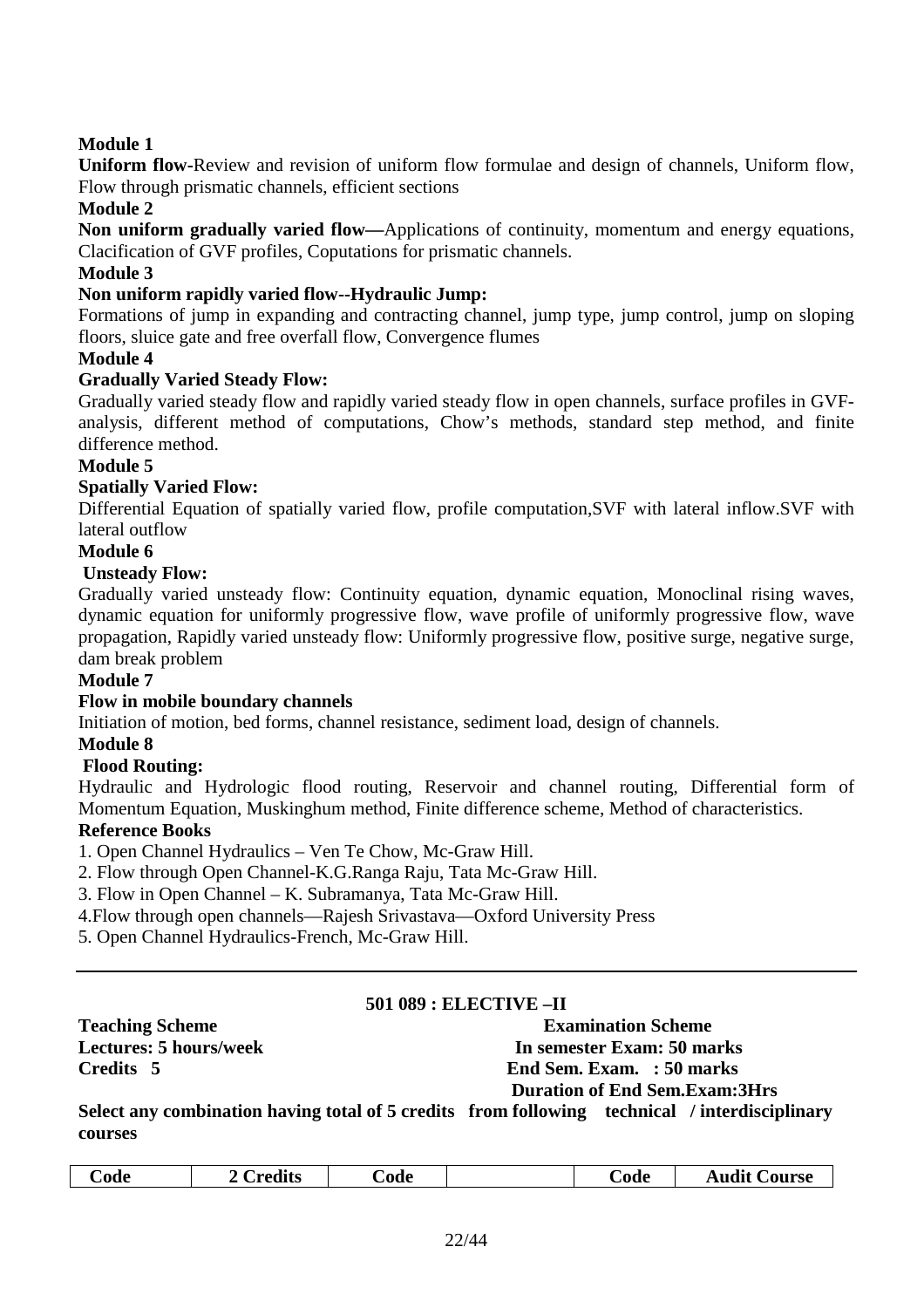**Module 1**

**Uniform flow**-Review and revision of uniform flow formulae and design of channels, Uniform flow, Flow through prismatic channels, efficient sections

**Module 2**

**Non uniform gradually varied flow—**Applications of continuity, momentum and energy equations, Clacification of GVF profiles, Coputations for prismatic channels.

**Module 3**

**Non uniform rapidly varied flow--Hydraulic Jump:**

Formations of jump in expanding and contracting channel, jump type, jump control, jump on sloping floors, sluice gate and free overfall flow, Convergence flumes

**Module 4**

**Gradually Varied Steady Flow:**

Gradually varied steady flow and rapidly varied steady flow in open channels, surface profiles in GVF-analysis, different method of computations, Chow's methods, standard step method, and finite difference method.

**Module 5**

**Spatially Varied Flow:**

Differential Equation of spatially varied flow, profile computation,SVF with lateral inflow.SVF with lateral outflow

**Module 6**

**Unsteady Flow:**

Gradually varied unsteady flow: Continuity equation, dynamic equation, Monoclinal rising waves, dynamic equation for uniformly progressive flow, wave profile of uniformly progressive flow, wave propagation, Rapidly varied unsteady flow: Uniformly progressive flow, positive surge, negative surge, dam break problem

**Module 7**

**Flow in mobile boundary channels**

Initiation of motion, bed forms, channel resistance, sediment load, design of channels.

**Module 8**

**Flood Routing:**

Hydraulic and Hydrologic flood routing, Reservoir and channel routing, Differential form of Momentum Equation, Muskinghum method, Finite difference scheme, Method of characteristics.

**Reference Books**

1. Open Channel Hydraulics – Ven Te Chow, Mc-Graw Hill.
2. Flow through Open Channel-K.G.Ranga Raju, Tata Mc-Graw Hill.
3. Flow in Open Channel – K. Subramanya, Tata Mc-Graw Hill.
4. Flow through open channels—Rajesh Srivastava—Oxford University Press
5. Open Channel Hydraulics-French, Mc-Graw Hill.

---

**501 089 : ELECTIVE –II**

**Teaching Scheme**
**Lectures: 5 hours/week**
**Credits 5**

**Examination Scheme**
**In semester Exam: 50 marks**
**End Sem. Exam. : 50 marks**
**Duration of End Sem.Exam:3Hrs**

**Select any combination having total of 5 credits from following technical / interdisciplinary courses**

| Code | 2 Credits | Code | | Code | Audit Course |
|---|---|---|---|---|---|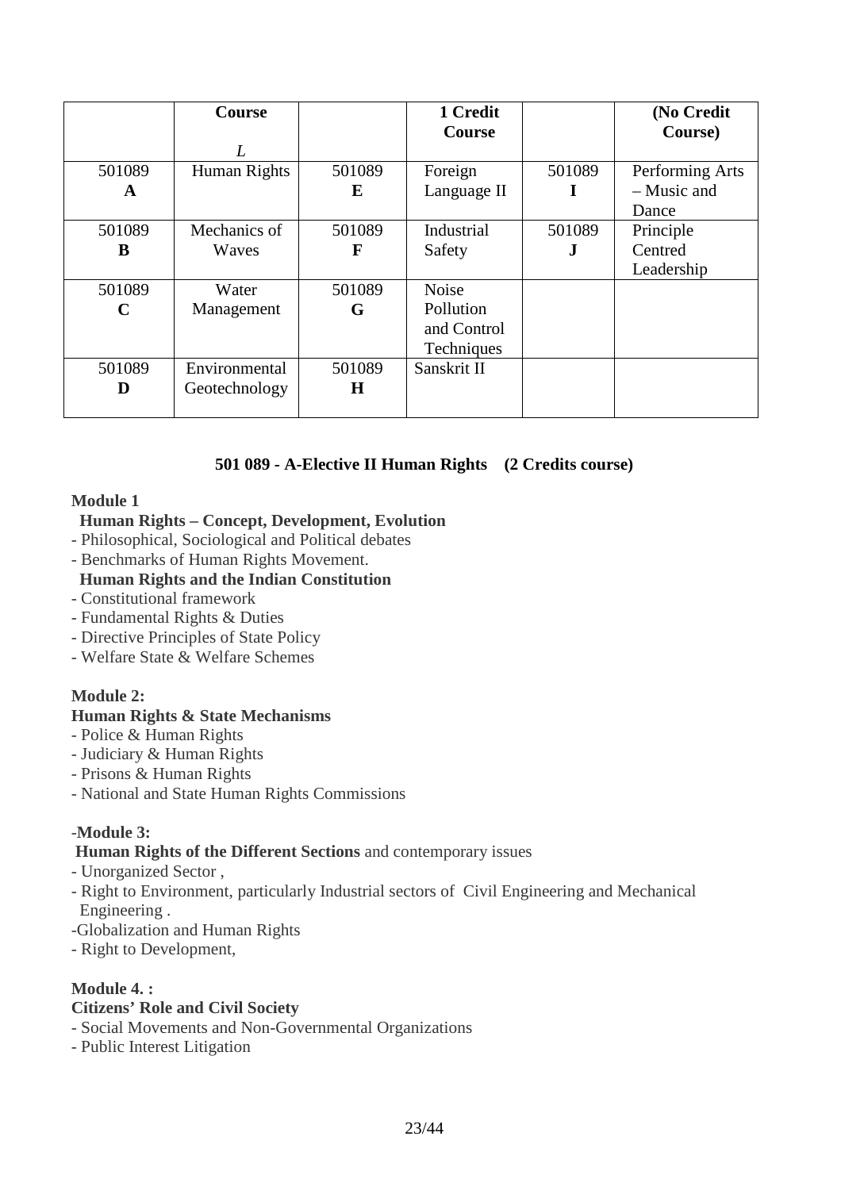| | Course<br><br>*L* | | 1 Credit Course | | (No Credit Course) |
|---|---|---|---|---|---|
| 501089 **A** | Human Rights | 501089 **E** | Foreign Language II | 501089 **I** | Performing Arts – Music and Dance |
| 501089 **B** | Mechanics of Waves | 501089 **F** | Industrial Safety | 501089 **J** | Principle Centred Leadership |
| 501089 **C** | Water Management | 501089 **G** | Noise Pollution and Control Techniques | | |
| 501089 **D** | Environmental Geotechnology | 501089 **H** | Sanskrit II | | |

### 501 089 - A-Elective II Human Rights (2 Credits course)

**Module 1**

**Human Rights – Concept, Development, Evolution**

- Philosophical, Sociological and Political debates
- Benchmarks of Human Rights Movement.

**Human Rights and the Indian Constitution**

- Constitutional framework
- Fundamental Rights & Duties
- Directive Principles of State Policy
- Welfare State & Welfare Schemes

**Module 2:**

**Human Rights & State Mechanisms**

- Police & Human Rights
- Judiciary & Human Rights
- Prisons & Human Rights
- National and State Human Rights Commissions

-**Module 3:**

**Human Rights of the Different Sections** and contemporary issues

- Unorganized Sector ,
- Right to Environment, particularly Industrial sectors of Civil Engineering and Mechanical Engineering .
- Globalization and Human Rights
- Right to Development,

**Module 4. :**

**Citizens' Role and Civil Society**

- Social Movements and Non-Governmental Organizations
- Public Interest Litigation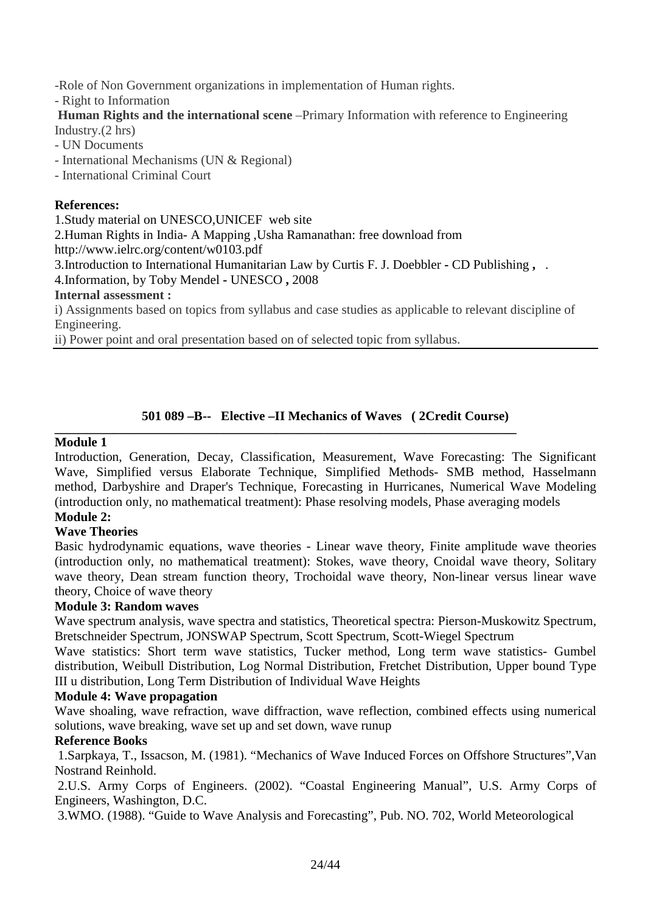-Role of Non Government organizations in implementation of Human rights.

- Right to Information

**Human Rights and the international scene** –Primary Information with reference to Engineering Industry.(2 hrs)

- UN Documents
- International Mechanisms (UN & Regional)
- International Criminal Court

**References:**

1.Study material on UNESCO,UNICEF web site

2.Human Rights in India- A Mapping ,Usha Ramanathan: free download from http://www.ielrc.org/content/w0103.pdf

3.Introduction to International Humanitarian Law by Curtis F. J. Doebbler - CD Publishing **,** .

4.Information, by Toby Mendel - UNESCO **,** 2008

**Internal assessment :**

i) Assignments based on topics from syllabus and case studies as applicable to relevant discipline of Engineering.

ii) Power point and oral presentation based on of selected topic from syllabus.

---

## 501 089 –B-- Elective –II Mechanics of Waves ( 2Credit Course)

**Module 1**

Introduction, Generation, Decay, Classification, Measurement, Wave Forecasting: The Significant Wave, Simplified versus Elaborate Technique, Simplified Methods- SMB method, Hasselmann method, Darbyshire and Draper's Technique, Forecasting in Hurricanes, Numerical Wave Modeling (introduction only, no mathematical treatment): Phase resolving models, Phase averaging models

**Module 2:**

**Wave Theories**

Basic hydrodynamic equations, wave theories - Linear wave theory, Finite amplitude wave theories (introduction only, no mathematical treatment): Stokes, wave theory, Cnoidal wave theory, Solitary wave theory, Dean stream function theory, Trochoidal wave theory, Non-linear versus linear wave theory, Choice of wave theory

**Module 3: Random waves**

Wave spectrum analysis, wave spectra and statistics, Theoretical spectra: Pierson-Muskowitz Spectrum, Bretschneider Spectrum, JONSWAP Spectrum, Scott Spectrum, Scott-Wiegel Spectrum

Wave statistics: Short term wave statistics, Tucker method, Long term wave statistics- Gumbel distribution, Weibull Distribution, Log Normal Distribution, Fretchet Distribution, Upper bound Type III u distribution, Long Term Distribution of Individual Wave Heights

**Module 4: Wave propagation**

Wave shoaling, wave refraction, wave diffraction, wave reflection, combined effects using numerical solutions, wave breaking, wave set up and set down, wave runup

**Reference Books**

1.Sarpkaya, T., Issacson, M. (1981). "Mechanics of Wave Induced Forces on Offshore Structures",Van Nostrand Reinhold.

2.U.S. Army Corps of Engineers. (2002). "Coastal Engineering Manual", U.S. Army Corps of Engineers, Washington, D.C.

3.WMO. (1988). "Guide to Wave Analysis and Forecasting", Pub. NO. 702, World Meteorological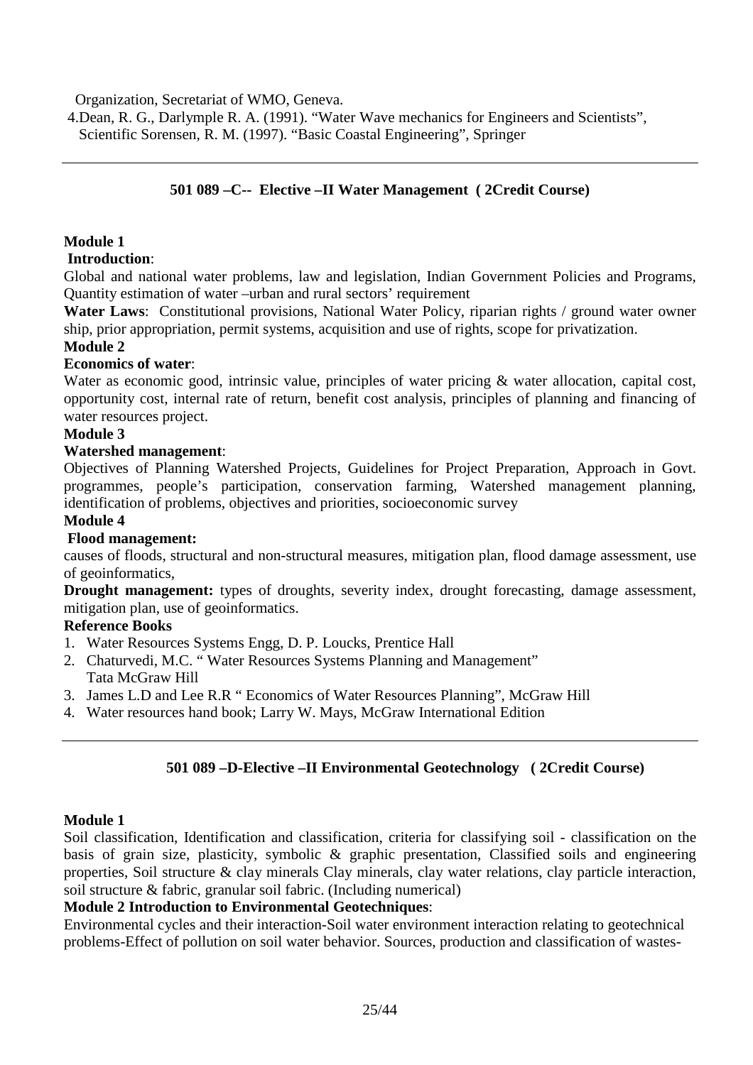Organization, Secretariat of WMO, Geneva.

4.Dean, R. G., Darlymple R. A. (1991). "Water Wave mechanics for Engineers and Scientists", Scientific Sorensen, R. M. (1997). "Basic Coastal Engineering", Springer

---

## 501 089 –C-- Elective –II Water Management ( 2Credit Course)

**Module 1**

**Introduction**:

Global and national water problems, law and legislation, Indian Government Policies and Programs, Quantity estimation of water –urban and rural sectors' requirement

**Water Laws**: Constitutional provisions, National Water Policy, riparian rights / ground water owner ship, prior appropriation, permit systems, acquisition and use of rights, scope for privatization.

**Module 2**

**Economics of water**:

Water as economic good, intrinsic value, principles of water pricing & water allocation, capital cost, opportunity cost, internal rate of return, benefit cost analysis, principles of planning and financing of water resources project.

**Module 3**

**Watershed management**:

Objectives of Planning Watershed Projects, Guidelines for Project Preparation, Approach in Govt. programmes, people's participation, conservation farming, Watershed management planning, identification of problems, objectives and priorities, socioeconomic survey

**Module 4**

**Flood management:**

causes of floods, structural and non-structural measures, mitigation plan, flood damage assessment, use of geoinformatics,

**Drought management:** types of droughts, severity index, drought forecasting, damage assessment, mitigation plan, use of geoinformatics.

**Reference Books**

1. Water Resources Systems Engg, D. P. Loucks, Prentice Hall
2. Chaturvedi, M.C. " Water Resources Systems Planning and Management" Tata McGraw Hill
3. James L.D and Lee R.R " Economics of Water Resources Planning", McGraw Hill
4. Water resources hand book; Larry W. Mays, McGraw International Edition

---

## 501 089 –D-Elective –II Environmental Geotechnology ( 2Credit Course)

**Module 1**

Soil classification, Identification and classification, criteria for classifying soil - classification on the basis of grain size, plasticity, symbolic & graphic presentation, Classified soils and engineering properties, Soil structure & clay minerals Clay minerals, clay water relations, clay particle interaction, soil structure & fabric, granular soil fabric. (Including numerical)

**Module 2 Introduction to Environmental Geotechniques**:

Environmental cycles and their interaction-Soil water environment interaction relating to geotechnical problems-Effect of pollution on soil water behavior. Sources, production and classification of wastes-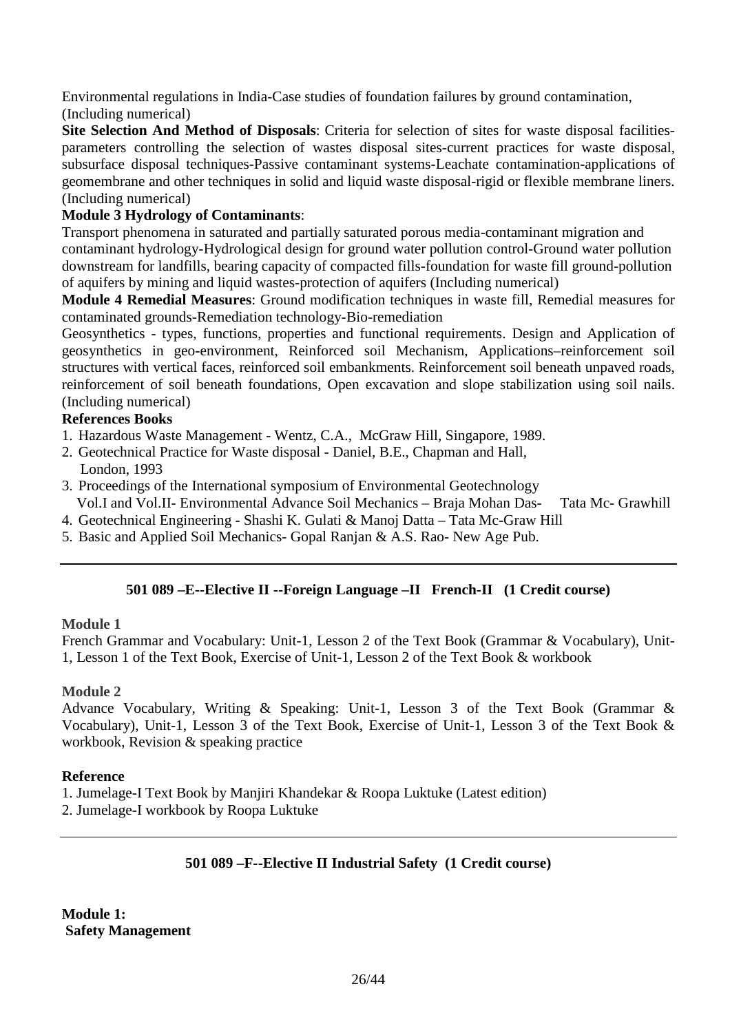Environmental regulations in India-Case studies of foundation failures by ground contamination, (Including numerical)

**Site Selection And Method of Disposals**: Criteria for selection of sites for waste disposal facilities-parameters controlling the selection of wastes disposal sites-current practices for waste disposal, subsurface disposal techniques-Passive contaminant systems-Leachate contamination-applications of geomembrane and other techniques in solid and liquid waste disposal-rigid or flexible membrane liners. (Including numerical)

**Module 3 Hydrology of Contaminants**:

Transport phenomena in saturated and partially saturated porous media-contaminant migration and contaminant hydrology-Hydrological design for ground water pollution control-Ground water pollution downstream for landfills, bearing capacity of compacted fills-foundation for waste fill ground-pollution of aquifers by mining and liquid wastes-protection of aquifers (Including numerical)

**Module 4 Remedial Measures**: Ground modification techniques in waste fill, Remedial measures for contaminated grounds-Remediation technology-Bio-remediation

Geosynthetics - types, functions, properties and functional requirements. Design and Application of geosynthetics in geo-environment, Reinforced soil Mechanism, Applications–reinforcement soil structures with vertical faces, reinforced soil embankments. Reinforcement soil beneath unpaved roads, reinforcement of soil beneath foundations, Open excavation and slope stabilization using soil nails. (Including numerical)

**References Books**

1. Hazardous Waste Management - Wentz, C.A., McGraw Hill, Singapore, 1989.
2. Geotechnical Practice for Waste disposal - Daniel, B.E., Chapman and Hall, London, 1993
3. Proceedings of the International symposium of Environmental Geotechnology Vol.I and Vol.II- Environmental Advance Soil Mechanics – Braja Mohan Das- Tata Mc- Grawhill
4. Geotechnical Engineering - Shashi K. Gulati & Manoj Datta – Tata Mc-Graw Hill
5. Basic and Applied Soil Mechanics- Gopal Ranjan & A.S. Rao- New Age Pub.

---

## 501 089 –E--Elective II --Foreign Language –II French-II (1 Credit course)

**Module 1**

French Grammar and Vocabulary: Unit-1, Lesson 2 of the Text Book (Grammar & Vocabulary), Unit-1, Lesson 1 of the Text Book, Exercise of Unit-1, Lesson 2 of the Text Book & workbook

**Module 2**

Advance Vocabulary, Writing & Speaking: Unit-1, Lesson 3 of the Text Book (Grammar & Vocabulary), Unit-1, Lesson 3 of the Text Book, Exercise of Unit-1, Lesson 3 of the Text Book & workbook, Revision & speaking practice

**Reference**

1. Jumelage-I Text Book by Manjiri Khandekar & Roopa Luktuke (Latest edition)
2. Jumelage-I workbook by Roopa Luktuke

---

## 501 089 –F--Elective II Industrial Safety (1 Credit course)

**Module 1:**

**Safety Management**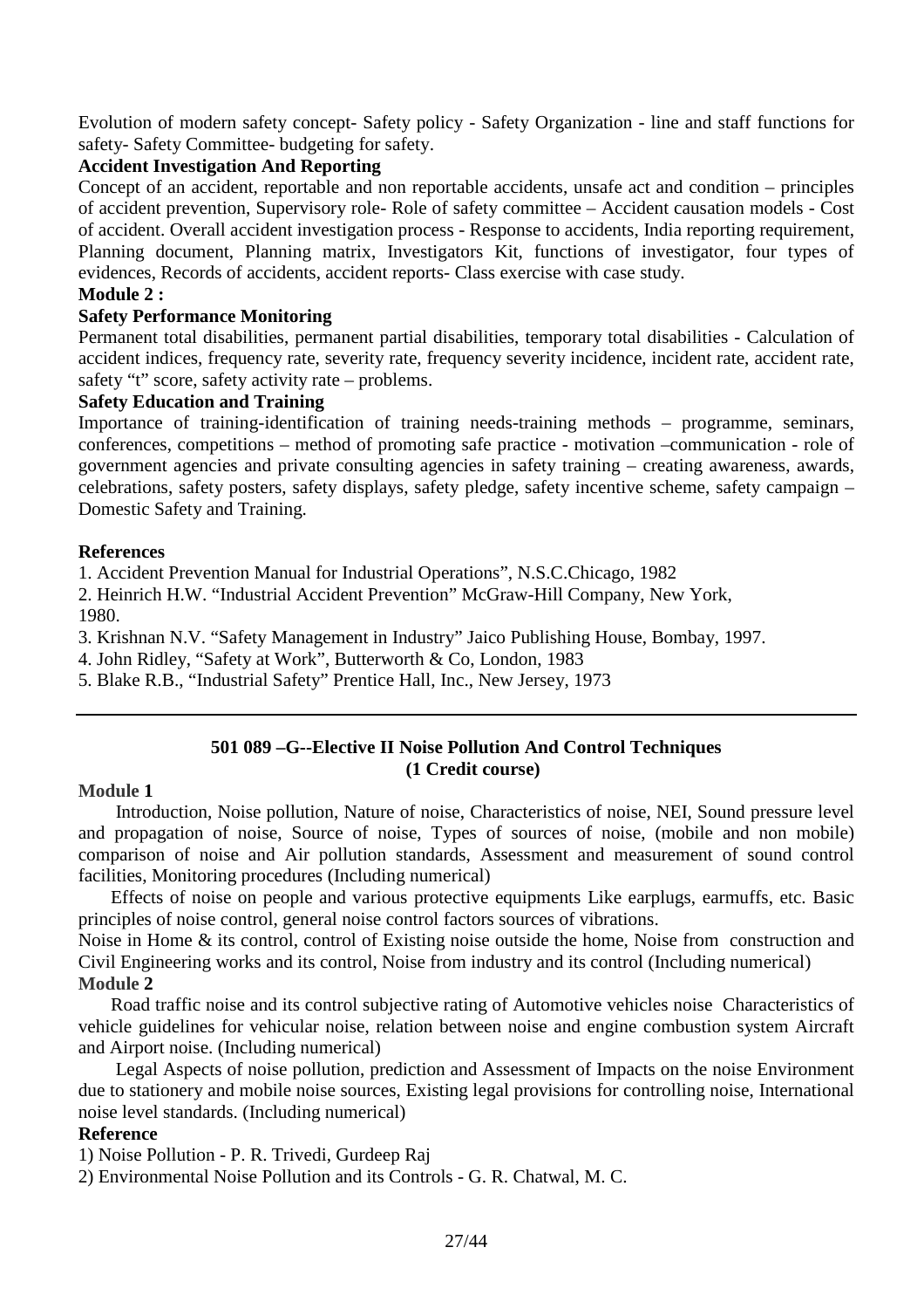Evolution of modern safety concept- Safety policy - Safety Organization - line and staff functions for safety- Safety Committee- budgeting for safety.

**Accident Investigation And Reporting**

Concept of an accident, reportable and non reportable accidents, unsafe act and condition – principles of accident prevention, Supervisory role- Role of safety committee – Accident causation models - Cost of accident. Overall accident investigation process - Response to accidents, India reporting requirement, Planning document, Planning matrix, Investigators Kit, functions of investigator, four types of evidences, Records of accidents, accident reports- Class exercise with case study.

**Module 2 :**

**Safety Performance Monitoring**

Permanent total disabilities, permanent partial disabilities, temporary total disabilities - Calculation of accident indices, frequency rate, severity rate, frequency severity incidence, incident rate, accident rate, safety "t" score, safety activity rate – problems.

**Safety Education and Training**

Importance of training-identification of training needs-training methods – programme, seminars, conferences, competitions – method of promoting safe practice - motivation –communication - role of government agencies and private consulting agencies in safety training – creating awareness, awards, celebrations, safety posters, safety displays, safety pledge, safety incentive scheme, safety campaign – Domestic Safety and Training.

**References**

1. Accident Prevention Manual for Industrial Operations", N.S.C.Chicago, 1982
2. Heinrich H.W. "Industrial Accident Prevention" McGraw-Hill Company, New York, 1980.
3. Krishnan N.V. "Safety Management in Industry" Jaico Publishing House, Bombay, 1997.
4. John Ridley, "Safety at Work", Butterworth & Co, London, 1983
5. Blake R.B., "Industrial Safety" Prentice Hall, Inc., New Jersey, 1973

---

## 501 089 –G--Elective II Noise Pollution And Control Techniques (1 Credit course)

**Module 1**

Introduction, Noise pollution, Nature of noise, Characteristics of noise, NEI, Sound pressure level and propagation of noise, Source of noise, Types of sources of noise, (mobile and non mobile) comparison of noise and Air pollution standards, Assessment and measurement of sound control facilities, Monitoring procedures (Including numerical)

Effects of noise on people and various protective equipments Like earplugs, earmuffs, etc. Basic principles of noise control, general noise control factors sources of vibrations.

Noise in Home & its control, control of Existing noise outside the home, Noise from construction and Civil Engineering works and its control, Noise from industry and its control (Including numerical)

**Module 2**

Road traffic noise and its control subjective rating of Automotive vehicles noise Characteristics of vehicle guidelines for vehicular noise, relation between noise and engine combustion system Aircraft and Airport noise. (Including numerical)

Legal Aspects of noise pollution, prediction and Assessment of Impacts on the noise Environment due to stationery and mobile noise sources, Existing legal provisions for controlling noise, International noise level standards. (Including numerical)

**Reference**

1) Noise Pollution - P. R. Trivedi, Gurdeep Raj
2) Environmental Noise Pollution and its Controls - G. R. Chatwal, M. C.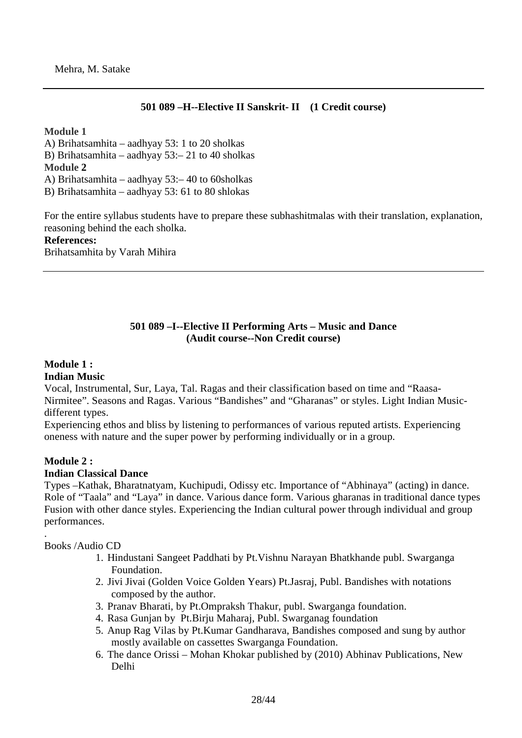Mehra, M. Satake

---

### 501 089 –H--Elective II Sanskrit- II (1 Credit course)

**Module 1**

A) Brihatsamhita – aadhyay 53: 1 to 20 sholkas
B) Brihatsamhita – aadhyay 53:– 21 to 40 sholkas

**Module 2**

A) Brihatsamhita – aadhyay 53:– 40 to 60sholkas
B) Brihatsamhita – aadhyay 53: 61 to 80 shlokas

For the entire syllabus students have to prepare these subhashitmalas with their translation, explanation, reasoning behind the each sholka.

**References:**

Brihatsamhita by Varah Mihira

---

### 501 089 –I--Elective II Performing Arts – Music and Dance (Audit course--Non Credit course)

**Module 1 :**

**Indian Music**

Vocal, Instrumental, Sur, Laya, Tal. Ragas and their classification based on time and "Raasa-Nirmitee". Seasons and Ragas. Various "Bandishes" and "Gharanas" or styles. Light Indian Music-different types.

Experiencing ethos and bliss by listening to performances of various reputed artists. Experiencing oneness with nature and the super power by performing individually or in a group.

**Module 2 :**

**Indian Classical Dance**

Types –Kathak, Bharatnatyam, Kuchipudi, Odissy etc. Importance of "Abhinaya" (acting) in dance. Role of "Taala" and "Laya" in dance. Various dance form. Various gharanas in traditional dance types Fusion with other dance styles. Experiencing the Indian cultural power through individual and group performances.

.

Books /Audio CD

1. Hindustani Sangeet Paddhati by Pt.Vishnu Narayan Bhatkhande publ. Swarganga Foundation.
2. Jivi Jivai (Golden Voice Golden Years) Pt.Jasraj, Publ. Bandishes with notations composed by the author.
3. Pranav Bharati, by Pt.Ompraksh Thakur, publ. Swarganga foundation.
4. Rasa Gunjan by Pt.Birju Maharaj, Publ. Swarganag foundation
5. Anup Rag Vilas by Pt.Kumar Gandharava, Bandishes composed and sung by author mostly available on cassettes Swarganga Foundation.
6. The dance Orissi – Mohan Khokar published by (2010) Abhinav Publications, New Delhi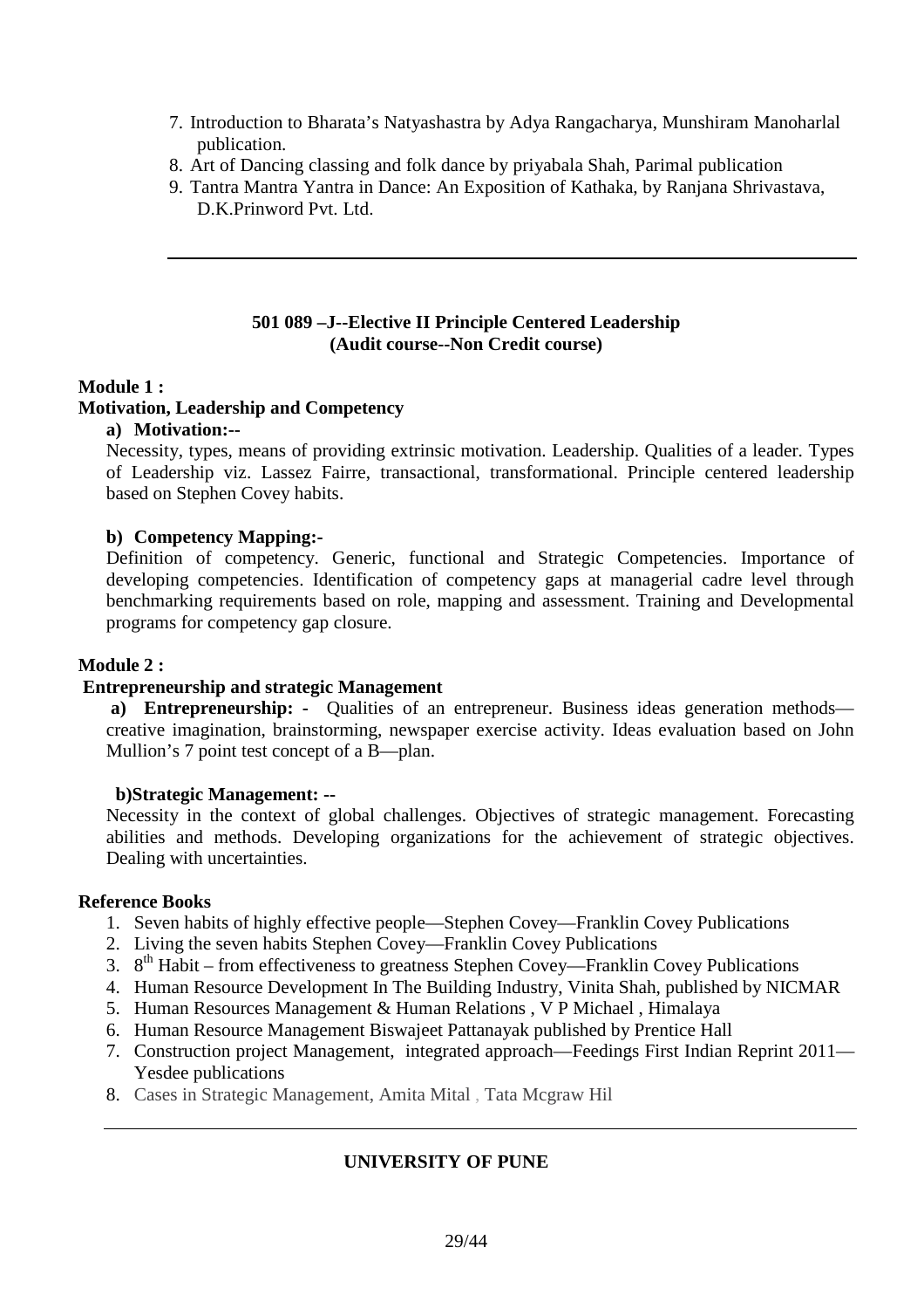7. Introduction to Bharata's Natyashastra by Adya Rangacharya, Munshiram Manoharlal publication.
8. Art of Dancing classing and folk dance by priyabala Shah, Parimal publication
9. Tantra Mantra Yantra in Dance: An Exposition of Kathaka, by Ranjana Shrivastava, D.K.Prinword Pvt. Ltd.

---

## 501 089 –J--Elective II Principle Centered Leadership
## (Audit course--Non Credit course)

**Module 1 :**

**Motivation, Leadership and Competency**

**a) Motivation:--**

Necessity, types, means of providing extrinsic motivation. Leadership. Qualities of a leader. Types of Leadership viz. Lassez Fairre, transactional, transformational. Principle centered leadership based on Stephen Covey habits.

**b) Competency Mapping:-**

Definition of competency. Generic, functional and Strategic Competencies. Importance of developing competencies. Identification of competency gaps at managerial cadre level through benchmarking requirements based on role, mapping and assessment. Training and Developmental programs for competency gap closure.

**Module 2 :**

**Entrepreneurship and strategic Management**

**a) Entrepreneurship:** - Qualities of an entrepreneur. Business ideas generation methods—creative imagination, brainstorming, newspaper exercise activity. Ideas evaluation based on John Mullion's 7 point test concept of a B—plan.

**b)Strategic Management: --**

Necessity in the context of global challenges. Objectives of strategic management. Forecasting abilities and methods. Developing organizations for the achievement of strategic objectives. Dealing with uncertainties.

**Reference Books**

1. Seven habits of highly effective people—Stephen Covey—Franklin Covey Publications
2. Living the seven habits Stephen Covey—Franklin Covey Publications
3. 8th Habit – from effectiveness to greatness Stephen Covey—Franklin Covey Publications
4. Human Resource Development In The Building Industry, Vinita Shah, published by NICMAR
5. Human Resources Management & Human Relations , V P Michael , Himalaya
6. Human Resource Management Biswajeet Pattanayak published by Prentice Hall
7. Construction project Management, integrated approach—Feedings First Indian Reprint 2011—Yesdee publications
8. Cases in Strategic Management, Amita Mital , Tata Mcgraw Hil

---

**UNIVERSITY OF PUNE**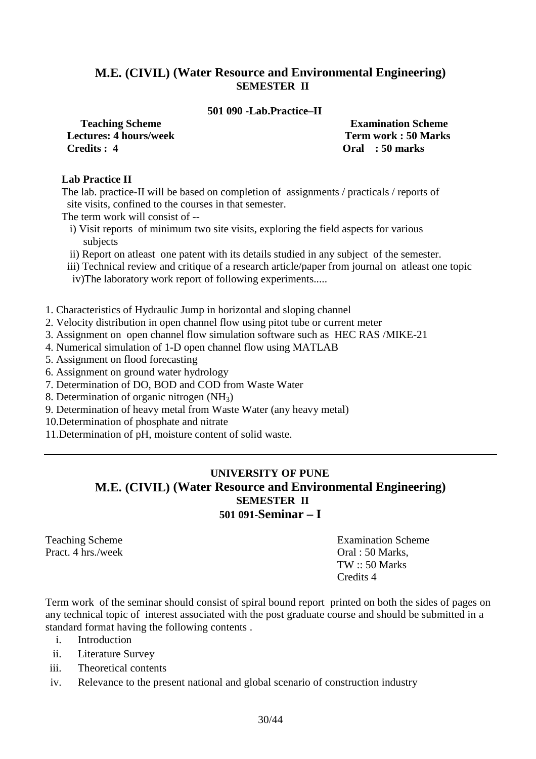## M.E. (CIVIL) (Water Resource and Environmental Engineering)
### SEMESTER II

**501 090 -Lab.Practice–II**

| | |
|---|---|
| **Teaching Scheme** | **Examination Scheme** |
| **Lectures: 4 hours/week** | **Term work : 50 Marks** |
| **Credits : 4** | **Oral : 50 marks** |

**Lab Practice II**

The lab. practice-II will be based on completion of assignments / practicals / reports of site visits, confined to the courses in that semester.

The term work will consist of --

i) Visit reports of minimum two site visits, exploring the field aspects for various subjects

ii) Report on atleast one patent with its details studied in any subject of the semester.

iii) Technical review and critique of a research article/paper from journal on atleast one topic

iv)The laboratory work report of following experiments.....

1. Characteristics of Hydraulic Jump in horizontal and sloping channel
2. Velocity distribution in open channel flow using pitot tube or current meter
3. Assignment on open channel flow simulation software such as HEC RAS /MIKE-21
4. Numerical simulation of 1-D open channel flow using MATLAB
5. Assignment on flood forecasting
6. Assignment on ground water hydrology
7. Determination of DO, BOD and COD from Waste Water
8. Determination of organic nitrogen ($NH_3$)
9. Determination of heavy metal from Waste Water (any heavy metal)
10. Determination of phosphate and nitrate
11. Determination of pH, moisture content of solid waste.

---

## UNIVERSITY OF PUNE
## M.E. (CIVIL) (Water Resource and Environmental Engineering)
### SEMESTER II
### 501 091-Seminar – I

| | |
|---|---|
| Teaching Scheme | Examination Scheme |
| Pract. 4 hrs./week | Oral : 50 Marks, |
| | TW :: 50 Marks |
| | Credits 4 |

Term work of the seminar should consist of spiral bound report printed on both the sides of pages on any technical topic of interest associated with the post graduate course and should be submitted in a standard format having the following contents .

i. Introduction
ii. Literature Survey
iii. Theoretical contents
iv. Relevance to the present national and global scenario of construction industry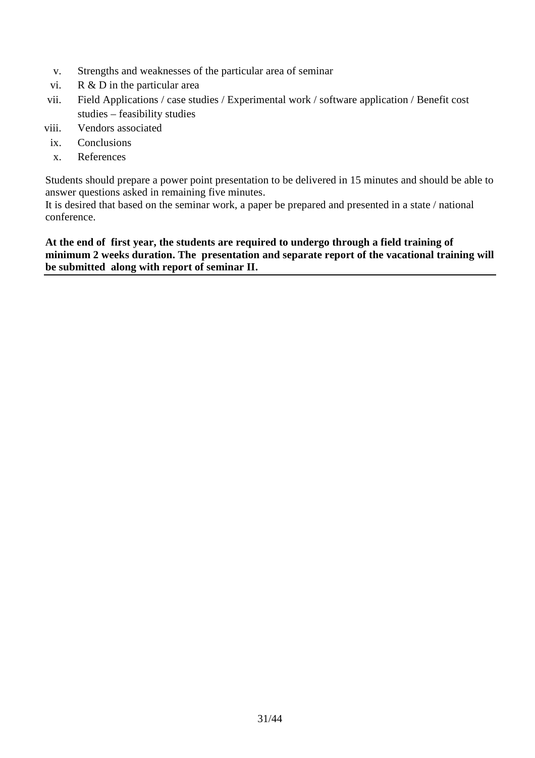v. Strengths and weaknesses of the particular area of seminar
vi. R & D in the particular area
vii. Field Applications / case studies / Experimental work / software application / Benefit cost studies – feasibility studies
viii. Vendors associated
ix. Conclusions
x. References

Students should prepare a power point presentation to be delivered in 15 minutes and should be able to answer questions asked in remaining five minutes.
It is desired that based on the seminar work, a paper be prepared and presented in a state / national conference.

**At the end of first year, the students are required to undergo through a field training of minimum 2 weeks duration. The presentation and separate report of the vacational training will be submitted along with report of seminar II.**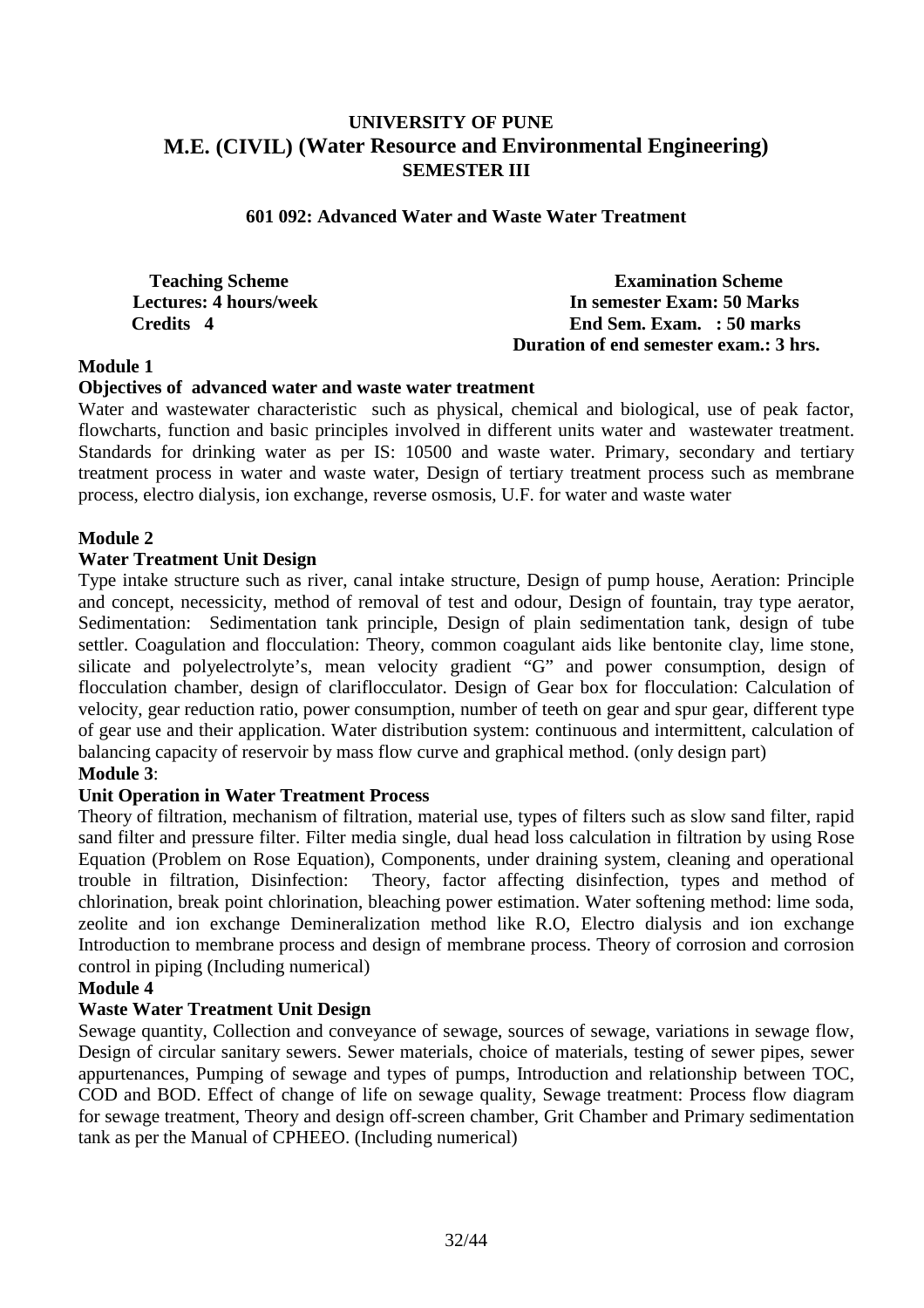# UNIVERSITY OF PUNE

## M.E. (CIVIL) (Water Resource and Environmental Engineering)

### SEMESTER III

**601 092: Advanced Water and Waste Water Treatment**

| | |
|---|---|
| **Teaching Scheme** | **Examination Scheme** |
| **Lectures: 4 hours/week** | **In semester Exam: 50 Marks** |
| **Credits 4** | **End Sem. Exam. : 50 marks** |
| | **Duration of end semester exam.: 3 hrs.** |

**Module 1**

**Objectives of advanced water and waste water treatment**

Water and wastewater characteristic such as physical, chemical and biological, use of peak factor, flowcharts, function and basic principles involved in different units water and wastewater treatment. Standards for drinking water as per IS: 10500 and waste water. Primary, secondary and tertiary treatment process in water and waste water, Design of tertiary treatment process such as membrane process, electro dialysis, ion exchange, reverse osmosis, U.F. for water and waste water

**Module 2**

**Water Treatment Unit Design**

Type intake structure such as river, canal intake structure, Design of pump house, Aeration: Principle and concept, necessicity, method of removal of test and odour, Design of fountain, tray type aerator, Sedimentation: Sedimentation tank principle, Design of plain sedimentation tank, design of tube settler. Coagulation and flocculation: Theory, common coagulant aids like bentonite clay, lime stone, silicate and polyelectrolyte's, mean velocity gradient "G" and power consumption, design of flocculation chamber, design of clariflocculator. Design of Gear box for flocculation: Calculation of velocity, gear reduction ratio, power consumption, number of teeth on gear and spur gear, different type of gear use and their application. Water distribution system: continuous and intermittent, calculation of balancing capacity of reservoir by mass flow curve and graphical method. (only design part)

**Module 3**:

**Unit Operation in Water Treatment Process**

Theory of filtration, mechanism of filtration, material use, types of filters such as slow sand filter, rapid sand filter and pressure filter. Filter media single, dual head loss calculation in filtration by using Rose Equation (Problem on Rose Equation), Components, under draining system, cleaning and operational trouble in filtration, Disinfection: Theory, factor affecting disinfection, types and method of chlorination, break point chlorination, bleaching power estimation. Water softening method: lime soda, zeolite and ion exchange Demineralization method like R.O, Electro dialysis and ion exchange Introduction to membrane process and design of membrane process. Theory of corrosion and corrosion control in piping (Including numerical)

**Module 4**

**Waste Water Treatment Unit Design**

Sewage quantity, Collection and conveyance of sewage, sources of sewage, variations in sewage flow, Design of circular sanitary sewers. Sewer materials, choice of materials, testing of sewer pipes, sewer appurtenances, Pumping of sewage and types of pumps, Introduction and relationship between TOC, COD and BOD. Effect of change of life on sewage quality, Sewage treatment: Process flow diagram for sewage treatment, Theory and design off-screen chamber, Grit Chamber and Primary sedimentation tank as per the Manual of CPHEEO. (Including numerical)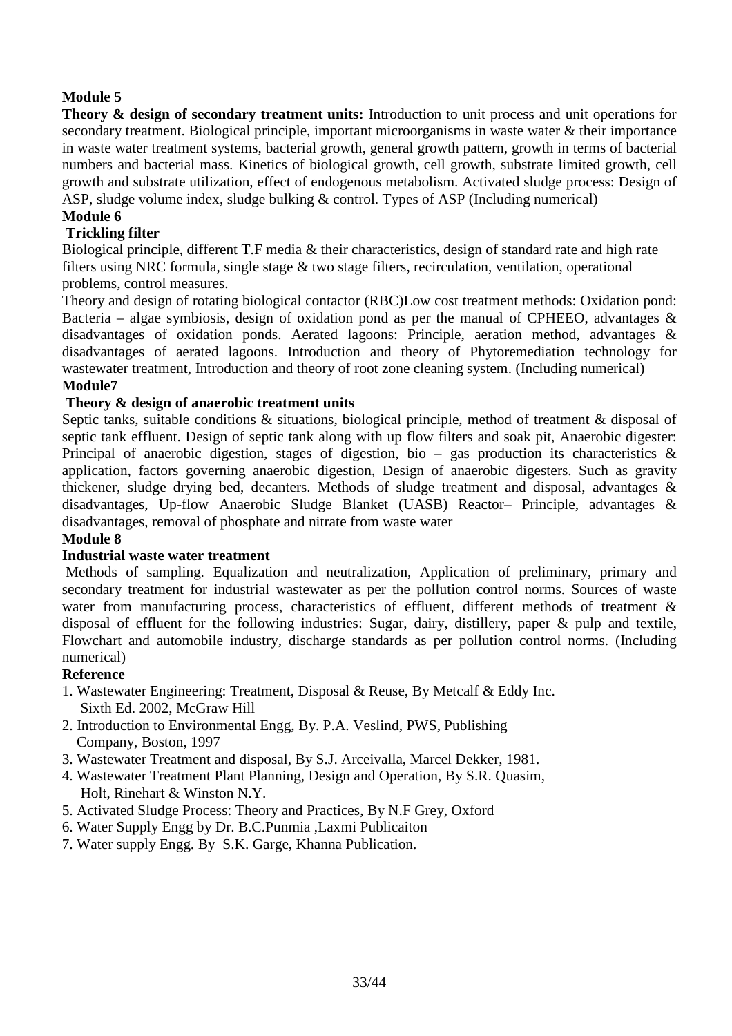**Module 5**

**Theory & design of secondary treatment units:** Introduction to unit process and unit operations for secondary treatment. Biological principle, important microorganisms in waste water & their importance in waste water treatment systems, bacterial growth, general growth pattern, growth in terms of bacterial numbers and bacterial mass. Kinetics of biological growth, cell growth, substrate limited growth, cell growth and substrate utilization, effect of endogenous metabolism. Activated sludge process: Design of ASP, sludge volume index, sludge bulking & control. Types of ASP (Including numerical)

**Module 6**

**Trickling filter**

Biological principle, different T.F media & their characteristics, design of standard rate and high rate filters using NRC formula, single stage & two stage filters, recirculation, ventilation, operational problems, control measures.

Theory and design of rotating biological contactor (RBC)Low cost treatment methods: Oxidation pond: Bacteria – algae symbiosis, design of oxidation pond as per the manual of CPHEEO, advantages & disadvantages of oxidation ponds. Aerated lagoons: Principle, aeration method, advantages & disadvantages of aerated lagoons. Introduction and theory of Phytoremediation technology for wastewater treatment, Introduction and theory of root zone cleaning system. (Including numerical)

**Module7**

**Theory & design of anaerobic treatment units**

Septic tanks, suitable conditions & situations, biological principle, method of treatment & disposal of septic tank effluent. Design of septic tank along with up flow filters and soak pit, Anaerobic digester: Principal of anaerobic digestion, stages of digestion, bio – gas production its characteristics & application, factors governing anaerobic digestion, Design of anaerobic digesters. Such as gravity thickener, sludge drying bed, decanters. Methods of sludge treatment and disposal, advantages & disadvantages, Up-flow Anaerobic Sludge Blanket (UASB) Reactor– Principle, advantages & disadvantages, removal of phosphate and nitrate from waste water

**Module 8**

**Industrial waste water treatment**

Methods of sampling. Equalization and neutralization, Application of preliminary, primary and secondary treatment for industrial wastewater as per the pollution control norms. Sources of waste water from manufacturing process, characteristics of effluent, different methods of treatment & disposal of effluent for the following industries: Sugar, dairy, distillery, paper & pulp and textile, Flowchart and automobile industry, discharge standards as per pollution control norms. (Including numerical)

**Reference**

1. Wastewater Engineering: Treatment, Disposal & Reuse, By Metcalf & Eddy Inc. Sixth Ed. 2002, McGraw Hill
2. Introduction to Environmental Engg, By. P.A. Veslind, PWS, Publishing Company, Boston, 1997
3. Wastewater Treatment and disposal, By S.J. Arceivalla, Marcel Dekker, 1981.
4. Wastewater Treatment Plant Planning, Design and Operation, By S.R. Quasim, Holt, Rinehart & Winston N.Y.
5. Activated Sludge Process: Theory and Practices, By N.F Grey, Oxford
6. Water Supply Engg by Dr. B.C.Punmia ,Laxmi Publicaiton
7. Water supply Engg. By S.K. Garge, Khanna Publication.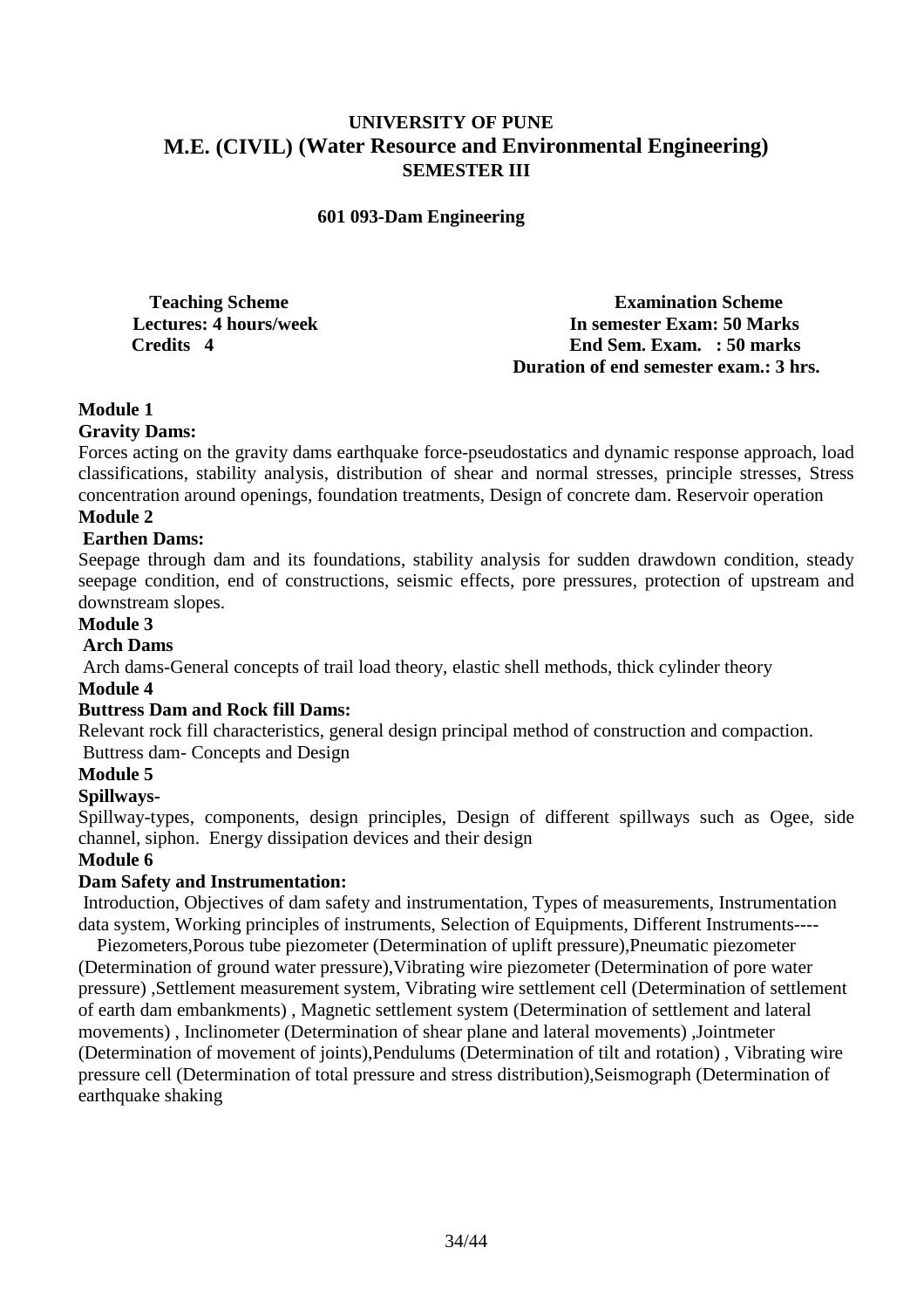# UNIVERSITY OF PUNE
## M.E. (CIVIL) (Water Resource and Environmental Engineering)
### SEMESTER III

**601 093-Dam Engineering**

| | |
|---|---|
| **Teaching Scheme** | **Examination Scheme** |
| **Lectures: 4 hours/week** | **In semester Exam: 50 Marks** |
| **Credits 4** | **End Sem. Exam. : 50 marks** |
| | **Duration of end semester exam.: 3 hrs.** |

**Module 1**

**Gravity Dams:**

Forces acting on the gravity dams earthquake force-pseudostatics and dynamic response approach, load classifications, stability analysis, distribution of shear and normal stresses, principle stresses, Stress concentration around openings, foundation treatments, Design of concrete dam. Reservoir operation

**Module 2**

**Earthen Dams:**

Seepage through dam and its foundations, stability analysis for sudden drawdown condition, steady seepage condition, end of constructions, seismic effects, pore pressures, protection of upstream and downstream slopes.

**Module 3**

**Arch Dams**

Arch dams-General concepts of trail load theory, elastic shell methods, thick cylinder theory

**Module 4**

**Buttress Dam and Rock fill Dams:**

Relevant rock fill characteristics, general design principal method of construction and compaction.
Buttress dam- Concepts and Design

**Module 5**

**Spillways-**

Spillway-types, components, design principles, Design of different spillways such as Ogee, side channel, siphon. Energy dissipation devices and their design

**Module 6**

**Dam Safety and Instrumentation:**

Introduction, Objectives of dam safety and instrumentation, Types of measurements, Instrumentation data system, Working principles of instruments, Selection of Equipments, Different Instruments----

Piezometers,Porous tube piezometer (Determination of uplift pressure),Pneumatic piezometer (Determination of ground water pressure),Vibrating wire piezometer (Determination of pore water pressure) ,Settlement measurement system, Vibrating wire settlement cell (Determination of settlement of earth dam embankments) , Magnetic settlement system (Determination of settlement and lateral movements) , Inclinometer (Determination of shear plane and lateral movements) ,Jointmeter (Determination of movement of joints),Pendulums (Determination of tilt and rotation) , Vibrating wire pressure cell (Determination of total pressure and stress distribution),Seismograph (Determination of earthquake shaking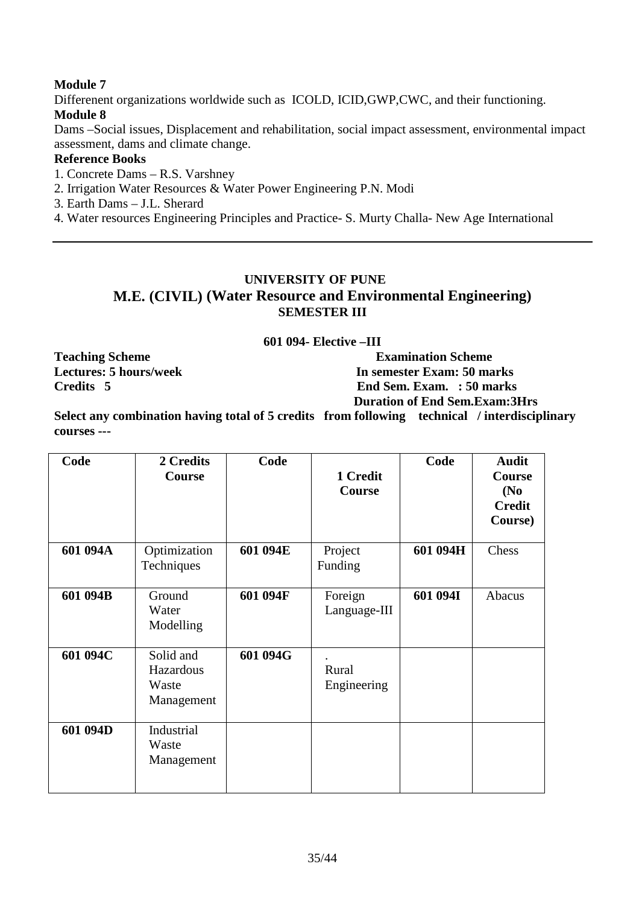**Module 7**

Differenent organizations worldwide such as ICOLD, ICID,GWP,CWC, and their functioning.

**Module 8**

Dams –Social issues, Displacement and rehabilitation, social impact assessment, environmental impact assessment, dams and climate change.

**Reference Books**

1. Concrete Dams – R.S. Varshney
2. Irrigation Water Resources & Water Power Engineering P.N. Modi
3. Earth Dams – J.L. Sherard
4. Water resources Engineering Principles and Practice- S. Murty Challa- New Age International

---

## UNIVERSITY OF PUNE

## M.E. (CIVIL) (Water Resource and Environmental Engineering)

### SEMESTER III

**601 094- Elective –III**

**Teaching Scheme**
**Lectures: 5 hours/week**
**Credits 5**

**Examination Scheme**
**In semester Exam: 50 marks**
**End Sem. Exam. : 50 marks**
**Duration of End Sem.Exam:3Hrs**

**Select any combination having total of 5 credits from following technical / interdisciplinary courses ---**

| Code | 2 Credits Course | Code | 1 Credit Course | Code | Audit Course (No Credit Course) |
|---|---|---|---|---|---|
| **601 094A** | Optimization Techniques | **601 094E** | Project Funding | **601 094H** | Chess |
| **601 094B** | Ground Water Modelling | **601 094F** | Foreign Language-III | **601 094I** | Abacus |
| **601 094C** | Solid and Hazardous Waste Management | **601 094G** | . Rural Engineering | | |
| **601 094D** | Industrial Waste Management | | | | |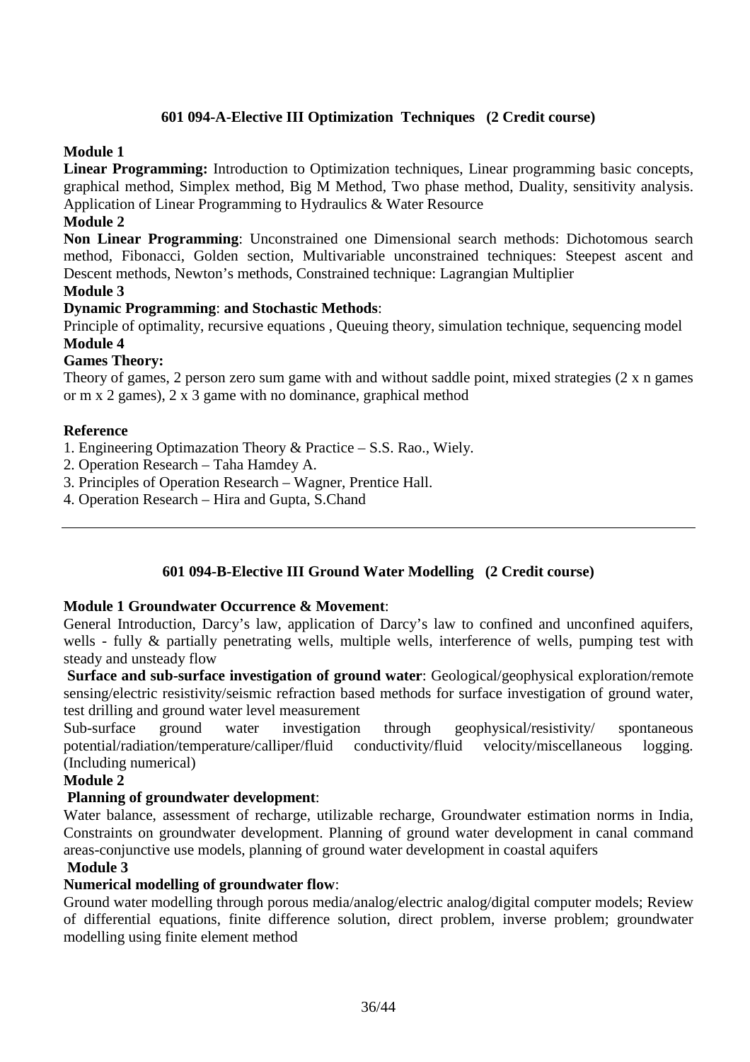## 601 094-A-Elective III Optimization Techniques (2 Credit course)

**Module 1**

**Linear Programming:** Introduction to Optimization techniques, Linear programming basic concepts, graphical method, Simplex method, Big M Method, Two phase method, Duality, sensitivity analysis. Application of Linear Programming to Hydraulics & Water Resource

**Module 2**

**Non Linear Programming**: Unconstrained one Dimensional search methods: Dichotomous search method, Fibonacci, Golden section, Multivariable unconstrained techniques: Steepest ascent and Descent methods, Newton's methods, Constrained technique: Lagrangian Multiplier

**Module 3**

**Dynamic Programming**: **and Stochastic Methods**:

Principle of optimality, recursive equations , Queuing theory, simulation technique, sequencing model

**Module 4**

**Games Theory:**

Theory of games, 2 person zero sum game with and without saddle point, mixed strategies (2 x n games or m x 2 games), 2 x 3 game with no dominance, graphical method

**Reference**

1. Engineering Optimazation Theory & Practice – S.S. Rao., Wiely.
2. Operation Research – Taha Hamdey A.
3. Principles of Operation Research – Wagner, Prentice Hall.
4. Operation Research – Hira and Gupta, S.Chand

---

## 601 094-B-Elective III Ground Water Modelling (2 Credit course)

**Module 1 Groundwater Occurrence & Movement**:

General Introduction, Darcy's law, application of Darcy's law to confined and unconfined aquifers, wells - fully & partially penetrating wells, multiple wells, interference of wells, pumping test with steady and unsteady flow

**Surface and sub-surface investigation of ground water**: Geological/geophysical exploration/remote sensing/electric resistivity/seismic refraction based methods for surface investigation of ground water, test drilling and ground water level measurement

Sub-surface ground water investigation through geophysical/resistivity/ spontaneous potential/radiation/temperature/calliper/fluid conductivity/fluid velocity/miscellaneous logging. (Including numerical)

**Module 2**

**Planning of groundwater development**:

Water balance, assessment of recharge, utilizable recharge, Groundwater estimation norms in India, Constraints on groundwater development. Planning of ground water development in canal command areas-conjunctive use models, planning of ground water development in coastal aquifers

**Module 3**

**Numerical modelling of groundwater flow**:

Ground water modelling through porous media/analog/electric analog/digital computer models; Review of differential equations, finite difference solution, direct problem, inverse problem; groundwater modelling using finite element method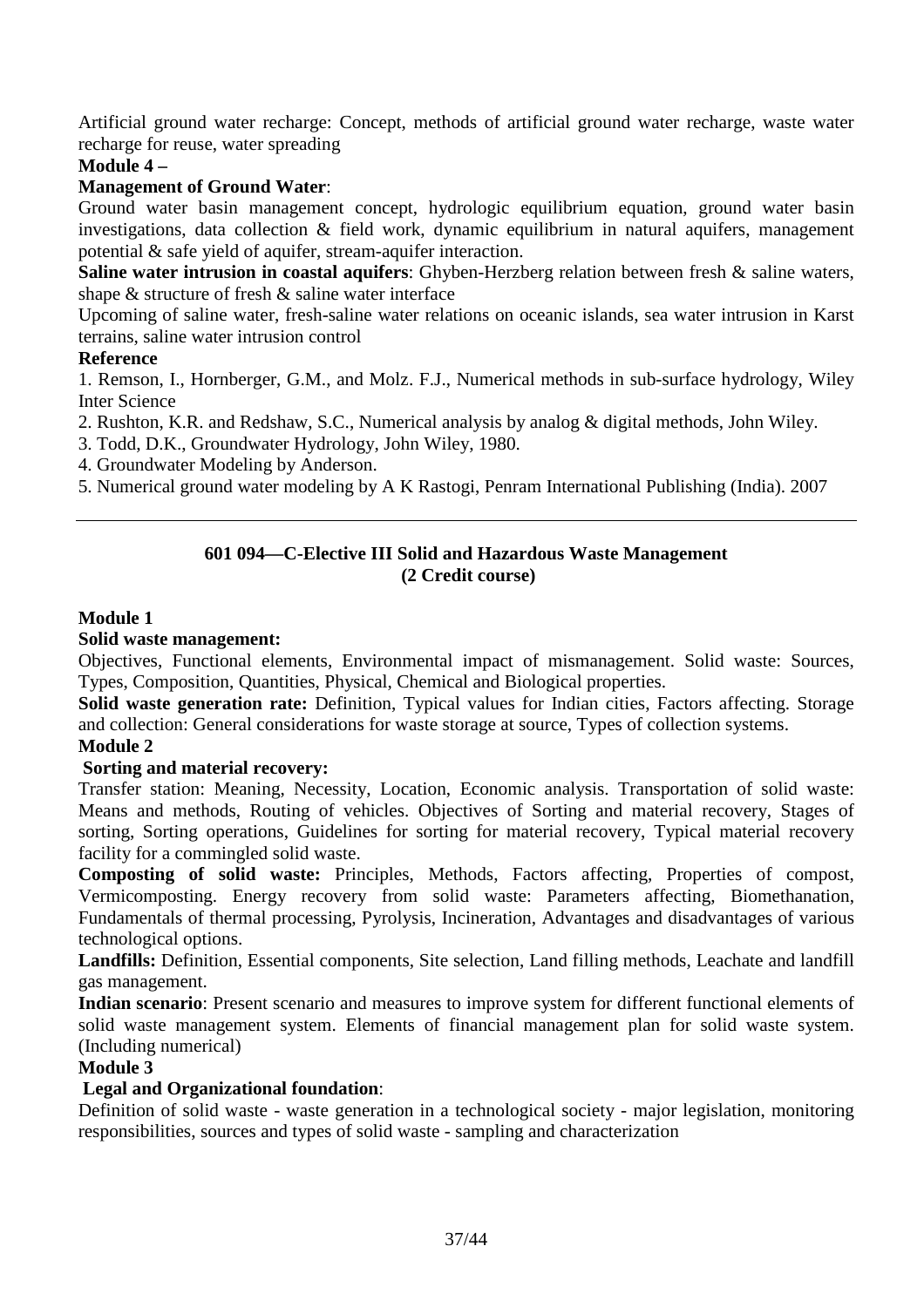Artificial ground water recharge: Concept, methods of artificial ground water recharge, waste water recharge for reuse, water spreading

**Module 4 –**

**Management of Ground Water**:

Ground water basin management concept, hydrologic equilibrium equation, ground water basin investigations, data collection & field work, dynamic equilibrium in natural aquifers, management potential & safe yield of aquifer, stream-aquifer interaction.

**Saline water intrusion in coastal aquifers**: Ghyben-Herzberg relation between fresh & saline waters, shape & structure of fresh & saline water interface

Upcoming of saline water, fresh-saline water relations on oceanic islands, sea water intrusion in Karst terrains, saline water intrusion control

**Reference**

1. Remson, I., Hornberger, G.M., and Molz. F.J., Numerical methods in sub-surface hydrology, Wiley Inter Science
2. Rushton, K.R. and Redshaw, S.C., Numerical analysis by analog & digital methods, John Wiley.
3. Todd, D.K., Groundwater Hydrology, John Wiley, 1980.
4. Groundwater Modeling by Anderson.
5. Numerical ground water modeling by A K Rastogi, Penram International Publishing (India). 2007

---

## 601 094—C-Elective III Solid and Hazardous Waste Management
## (2 Credit course)

**Module 1**

**Solid waste management:**

Objectives, Functional elements, Environmental impact of mismanagement. Solid waste: Sources, Types, Composition, Quantities, Physical, Chemical and Biological properties.

**Solid waste generation rate:** Definition, Typical values for Indian cities, Factors affecting. Storage and collection: General considerations for waste storage at source, Types of collection systems.

**Module 2**

**Sorting and material recovery:**

Transfer station: Meaning, Necessity, Location, Economic analysis. Transportation of solid waste: Means and methods, Routing of vehicles. Objectives of Sorting and material recovery, Stages of sorting, Sorting operations, Guidelines for sorting for material recovery, Typical material recovery facility for a commingled solid waste.

**Composting of solid waste:** Principles, Methods, Factors affecting, Properties of compost, Vermicomposting. Energy recovery from solid waste: Parameters affecting, Biomethanation, Fundamentals of thermal processing, Pyrolysis, Incineration, Advantages and disadvantages of various technological options.

**Landfills:** Definition, Essential components, Site selection, Land filling methods, Leachate and landfill gas management.

**Indian scenario**: Present scenario and measures to improve system for different functional elements of solid waste management system. Elements of financial management plan for solid waste system. (Including numerical)

**Module 3**

**Legal and Organizational foundation**:

Definition of solid waste - waste generation in a technological society - major legislation, monitoring responsibilities, sources and types of solid waste - sampling and characterization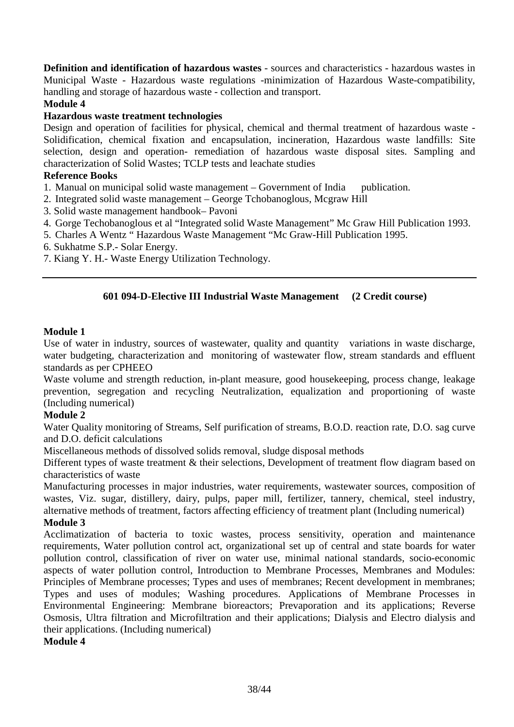**Definition and identification of hazardous wastes** - sources and characteristics - hazardous wastes in Municipal Waste - Hazardous waste regulations -minimization of Hazardous Waste-compatibility, handling and storage of hazardous waste - collection and transport.

**Module 4**

**Hazardous waste treatment technologies**

Design and operation of facilities for physical, chemical and thermal treatment of hazardous waste - Solidification, chemical fixation and encapsulation, incineration, Hazardous waste landfills: Site selection, design and operation- remediation of hazardous waste disposal sites. Sampling and characterization of Solid Wastes; TCLP tests and leachate studies

**Reference Books**

1. Manual on municipal solid waste management – Government of India publication.
2. Integrated solid waste management – George Tchobanoglous, Mcgraw Hill
3. Solid waste management handbook– Pavoni
4. Gorge Techobanoglous et al "Integrated solid Waste Management" Mc Graw Hill Publication 1993.
5. Charles A Wentz " Hazardous Waste Management "Mc Graw-Hill Publication 1995.
6. Sukhatme S.P.- Solar Energy.
7. Kiang Y. H.- Waste Energy Utilization Technology.

---

## 601 094-D-Elective III Industrial Waste Management (2 Credit course)

**Module 1**

Use of water in industry, sources of wastewater, quality and quantity variations in waste discharge, water budgeting, characterization and monitoring of wastewater flow, stream standards and effluent standards as per CPHEEO

Waste volume and strength reduction, in-plant measure, good housekeeping, process change, leakage prevention, segregation and recycling Neutralization, equalization and proportioning of waste (Including numerical)

**Module 2**

Water Quality monitoring of Streams, Self purification of streams, B.O.D. reaction rate, D.O. sag curve and D.O. deficit calculations

Miscellaneous methods of dissolved solids removal, sludge disposal methods

Different types of waste treatment & their selections, Development of treatment flow diagram based on characteristics of waste

Manufacturing processes in major industries, water requirements, wastewater sources, composition of wastes, Viz. sugar, distillery, dairy, pulps, paper mill, fertilizer, tannery, chemical, steel industry, alternative methods of treatment, factors affecting efficiency of treatment plant (Including numerical)

**Module 3**

Acclimatization of bacteria to toxic wastes, process sensitivity, operation and maintenance requirements, Water pollution control act, organizational set up of central and state boards for water pollution control, classification of river on water use, minimal national standards, socio-economic aspects of water pollution control, Introduction to Membrane Processes, Membranes and Modules: Principles of Membrane processes; Types and uses of membranes; Recent development in membranes; Types and uses of modules; Washing procedures. Applications of Membrane Processes in Environmental Engineering: Membrane bioreactors; Prevaporation and its applications; Reverse Osmosis, Ultra filtration and Microfiltration and their applications; Dialysis and Electro dialysis and their applications. (Including numerical)

**Module 4**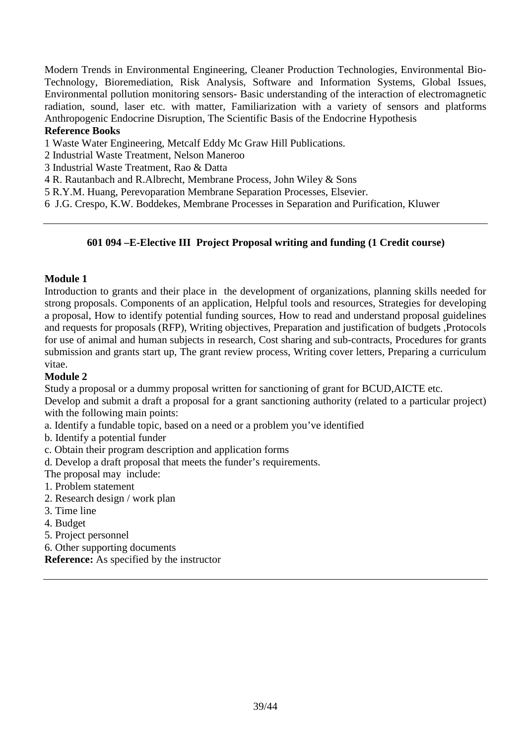Modern Trends in Environmental Engineering, Cleaner Production Technologies, Environmental Bio-Technology, Bioremediation, Risk Analysis, Software and Information Systems, Global Issues, Environmental pollution monitoring sensors- Basic understanding of the interaction of electromagnetic radiation, sound, laser etc. with matter, Familiarization with a variety of sensors and platforms Anthropogenic Endocrine Disruption, The Scientific Basis of the Endocrine Hypothesis

**Reference Books**

1 Waste Water Engineering, Metcalf Eddy Mc Graw Hill Publications.
2 Industrial Waste Treatment, Nelson Maneroo
3 Industrial Waste Treatment, Rao & Datta
4 R. Rautanbach and R.Albrecht, Membrane Process, John Wiley & Sons
5 R.Y.M. Huang, Perevoparation Membrane Separation Processes, Elsevier.
6 J.G. Crespo, K.W. Boddekes, Membrane Processes in Separation and Purification, Kluwer

---

## 601 094 –E-Elective III Project Proposal writing and funding (1 Credit course)

**Module 1**

Introduction to grants and their place in the development of organizations, planning skills needed for strong proposals. Components of an application, Helpful tools and resources, Strategies for developing a proposal, How to identify potential funding sources, How to read and understand proposal guidelines and requests for proposals (RFP), Writing objectives, Preparation and justification of budgets ,Protocols for use of animal and human subjects in research, Cost sharing and sub-contracts, Procedures for grants submission and grants start up, The grant review process, Writing cover letters, Preparing a curriculum vitae.

**Module 2**

Study a proposal or a dummy proposal written for sanctioning of grant for BCUD,AICTE etc.

Develop and submit a draft a proposal for a grant sanctioning authority (related to a particular project) with the following main points:

a. Identify a fundable topic, based on a need or a problem you've identified
b. Identify a potential funder
c. Obtain their program description and application forms
d. Develop a draft proposal that meets the funder's requirements.

The proposal may include:

1. Problem statement
2. Research design / work plan
3. Time line
4. Budget
5. Project personnel
6. Other supporting documents

**Reference:** As specified by the instructor

---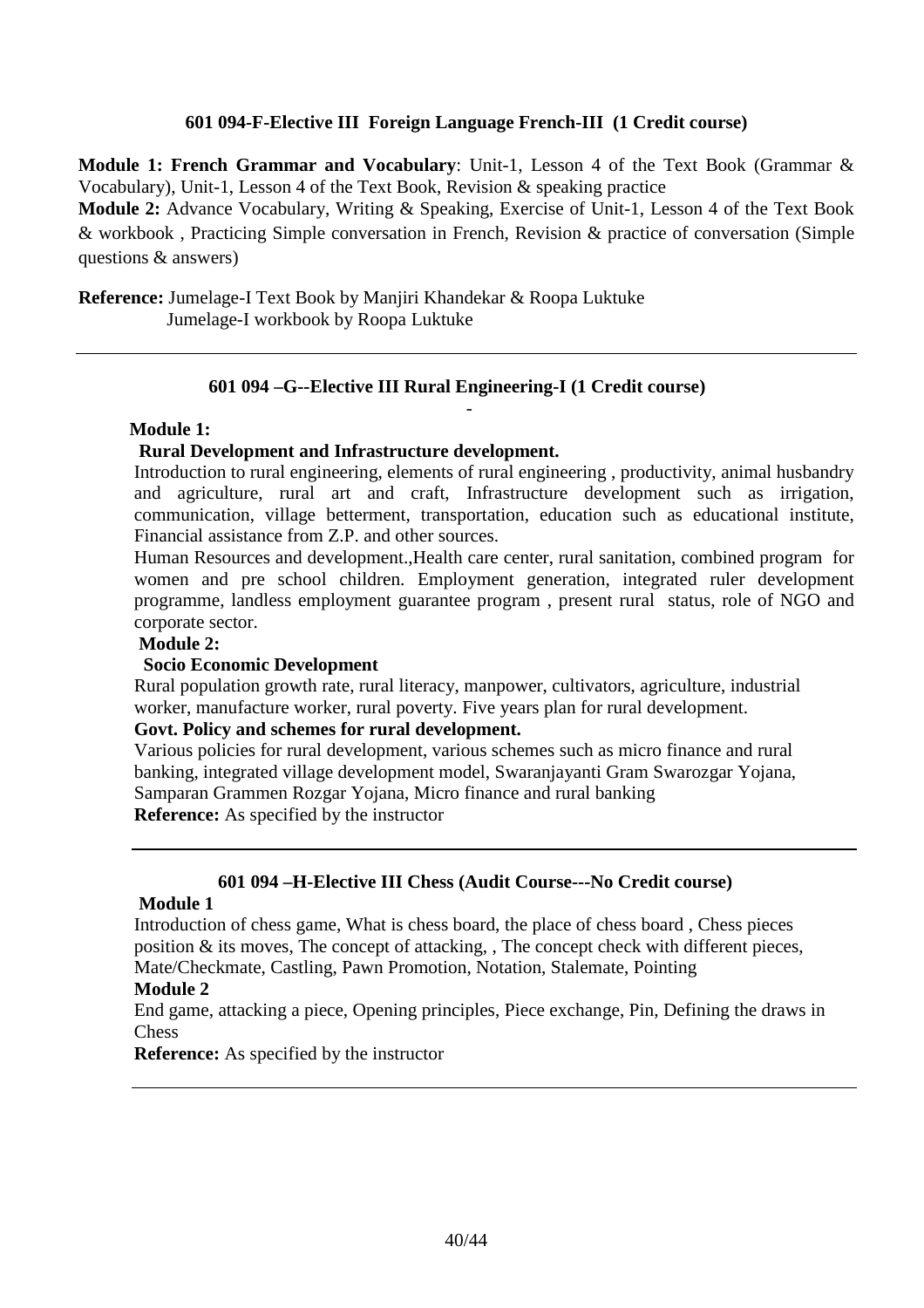## 601 094-F-Elective III Foreign Language French-III (1 Credit course)

**Module 1: French Grammar and Vocabulary**: Unit-1, Lesson 4 of the Text Book (Grammar & Vocabulary), Unit-1, Lesson 4 of the Text Book, Revision & speaking practice

**Module 2:** Advance Vocabulary, Writing & Speaking, Exercise of Unit-1, Lesson 4 of the Text Book & workbook , Practicing Simple conversation in French, Revision & practice of conversation (Simple questions & answers)

**Reference:** Jumelage-I Text Book by Manjiri Khandekar & Roopa Luktuke
Jumelage-I workbook by Roopa Luktuke

---

## 601 094 –G--Elective III Rural Engineering-I (1 Credit course)

-

**Module 1:**

**Rural Development and Infrastructure development.**

Introduction to rural engineering, elements of rural engineering , productivity, animal husbandry and agriculture, rural art and craft, Infrastructure development such as irrigation, communication, village betterment, transportation, education such as educational institute, Financial assistance from Z.P. and other sources.

Human Resources and development.,Health care center, rural sanitation, combined program for women and pre school children. Employment generation, integrated ruler development programme, landless employment guarantee program , present rural status, role of NGO and corporate sector.

**Module 2:**

**Socio Economic Development**

Rural population growth rate, rural literacy, manpower, cultivators, agriculture, industrial worker, manufacture worker, rural poverty. Five years plan for rural development.

**Govt. Policy and schemes for rural development.**

Various policies for rural development, various schemes such as micro finance and rural banking, integrated village development model, Swaranjayanti Gram Swarozgar Yojana, Samparan Grammen Rozgar Yojana, Micro finance and rural banking

**Reference:** As specified by the instructor

---

## 601 094 –H-Elective III Chess (Audit Course---No Credit course)

**Module 1**

Introduction of chess game, What is chess board, the place of chess board , Chess pieces position & its moves, The concept of attacking, , The concept check with different pieces, Mate/Checkmate, Castling, Pawn Promotion, Notation, Stalemate, Pointing

**Module 2**

End game, attacking a piece, Opening principles, Piece exchange, Pin, Defining the draws in Chess

**Reference:** As specified by the instructor

---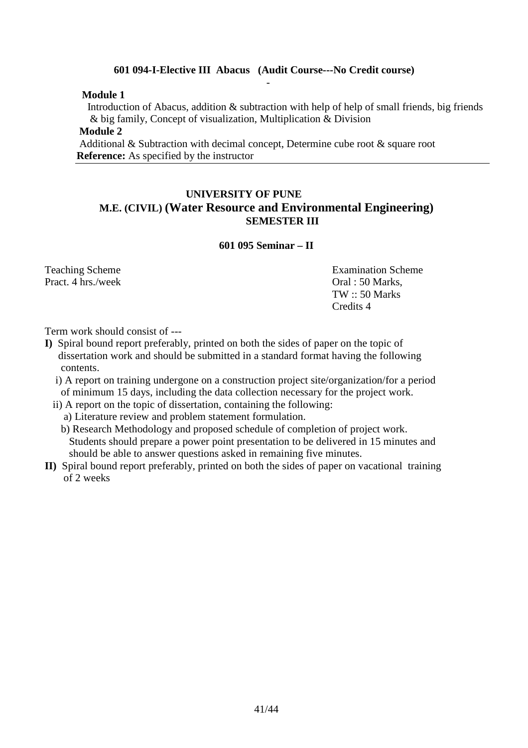### 601 094-I-Elective III Abacus (Audit Course---No Credit course)

**Module 1**

Introduction of Abacus, addition & subtraction with help of help of small friends, big friends & big family, Concept of visualization, Multiplication & Division

**Module 2**

Additional & Subtraction with decimal concept, Determine cube root & square root

**Reference:** As specified by the instructor

---

## UNIVERSITY OF PUNE
## M.E. (CIVIL) (Water Resource and Environmental Engineering)
## SEMESTER III

### 601 095 Seminar – II

| Teaching Scheme | Examination Scheme |
|---|---|
| Pract. 4 hrs./week | Oral : 50 Marks, |
| | TW :: 50 Marks |
| | Credits 4 |

Term work should consist of ---

**I)** Spiral bound report preferably, printed on both the sides of paper on the topic of dissertation work and should be submitted in a standard format having the following contents.

  i) A report on training undergone on a construction project site/organization/for a period of minimum 15 days, including the data collection necessary for the project work.

  ii) A report on the topic of dissertation, containing the following:

    a) Literature review and problem statement formulation.

    b) Research Methodology and proposed schedule of completion of project work. Students should prepare a power point presentation to be delivered in 15 minutes and should be able to answer questions asked in remaining five minutes.

**II)** Spiral bound report preferably, printed on both the sides of paper on vacational training of 2 weeks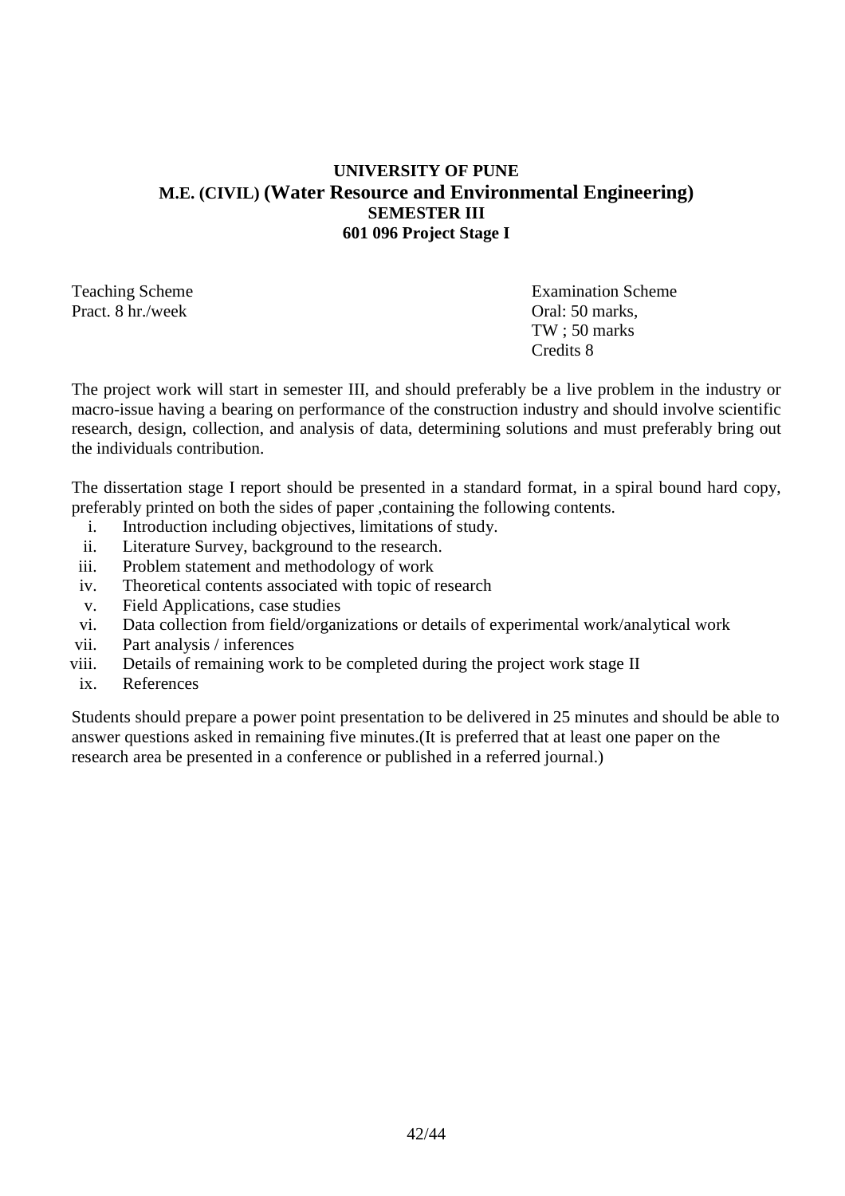**UNIVERSITY OF PUNE**

**M.E. (CIVIL) (Water Resource and Environmental Engineering)**

**SEMESTER III**

**601 096 Project Stage I**

| | |
|---|---|
| Teaching Scheme | Examination Scheme |
| Pract. 8 hr./week | Oral: 50 marks, |
| | TW ; 50 marks |
| | Credits 8 |

The project work will start in semester III, and should preferably be a live problem in the industry or macro-issue having a bearing on performance of the construction industry and should involve scientific research, design, collection, and analysis of data, determining solutions and must preferably bring out the individuals contribution.

The dissertation stage I report should be presented in a standard format, in a spiral bound hard copy, preferably printed on both the sides of paper ,containing the following contents.

i. Introduction including objectives, limitations of study.
ii. Literature Survey, background to the research.
iii. Problem statement and methodology of work
iv. Theoretical contents associated with topic of research
v. Field Applications, case studies
vi. Data collection from field/organizations or details of experimental work/analytical work
vii. Part analysis / inferences
viii. Details of remaining work to be completed during the project work stage II
ix. References

Students should prepare a power point presentation to be delivered in 25 minutes and should be able to answer questions asked in remaining five minutes.(It is preferred that at least one paper on the research area be presented in a conference or published in a referred journal.)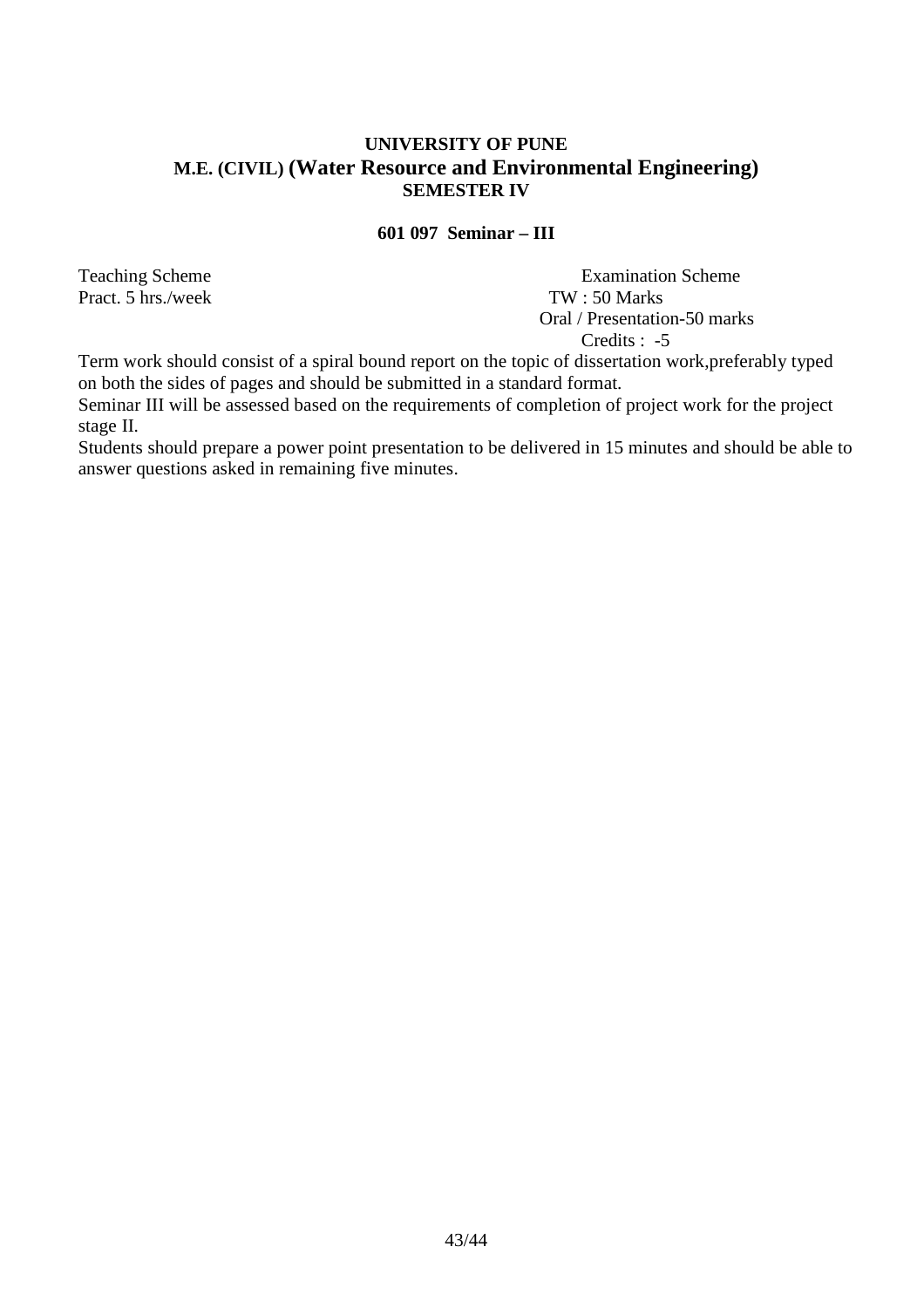**UNIVERSITY OF PUNE**
**M.E. (CIVIL) (Water Resource and Environmental Engineering)**
**SEMESTER IV**

**601 097 Seminar – III**

| | |
|---|---|
| Teaching Scheme | Examination Scheme |
| Pract. 5 hrs./week | TW : 50 Marks |
| | Oral / Presentation-50 marks |
| | Credits : -5 |

Term work should consist of a spiral bound report on the topic of dissertation work,preferably typed on both the sides of pages and should be submitted in a standard format.

Seminar III will be assessed based on the requirements of completion of project work for the project stage II.

Students should prepare a power point presentation to be delivered in 15 minutes and should be able to answer questions asked in remaining five minutes.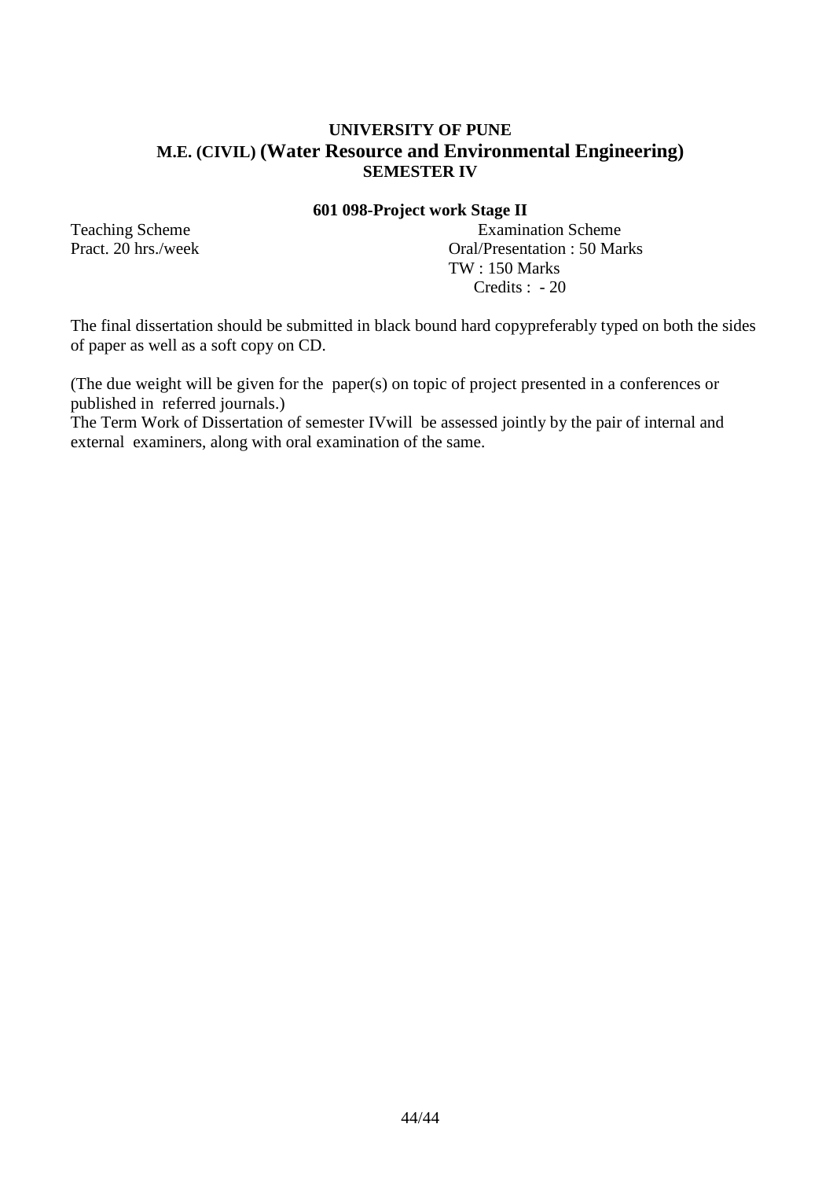**UNIVERSITY OF PUNE**
**M.E. (CIVIL) (Water Resource and Environmental Engineering)**
**SEMESTER IV**

**601 098-Project work Stage II**

Teaching Scheme
Pract. 20 hrs./week

Examination Scheme
Oral/Presentation : 50 Marks
TW : 150 Marks
Credits : - 20

The final dissertation should be submitted in black bound hard copypreferably typed on both the sides of paper as well as a soft copy on CD.

(The due weight will be given for the paper(s) on topic of project presented in a conferences or published in referred journals.)
The Term Work of Dissertation of semester IVwill be assessed jointly by the pair of internal and external examiners, along with oral examination of the same.